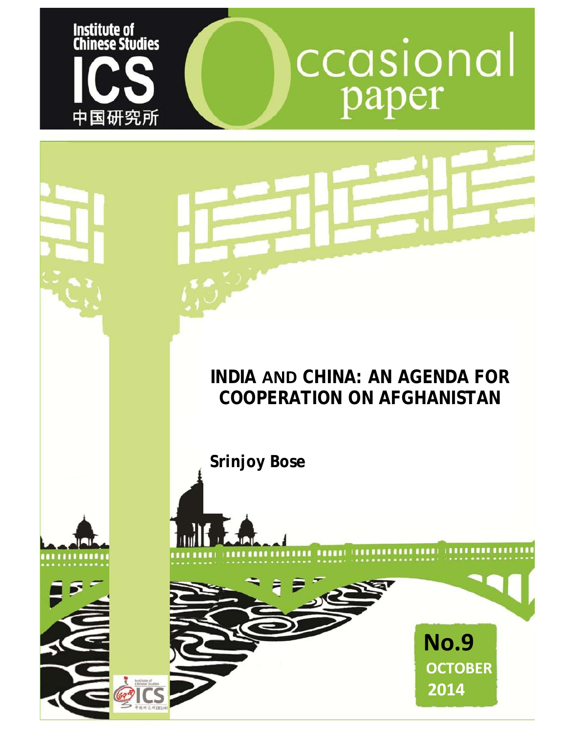Institute of Chinese Studies

ICS

中国研究所

Occasional paper

# INDIA AND CHINA: AN AGENDA FOR COOPERATION ON AFGHANISTAN

**Srinjoy Bose**

**No.9**

**OCTOBER 2014**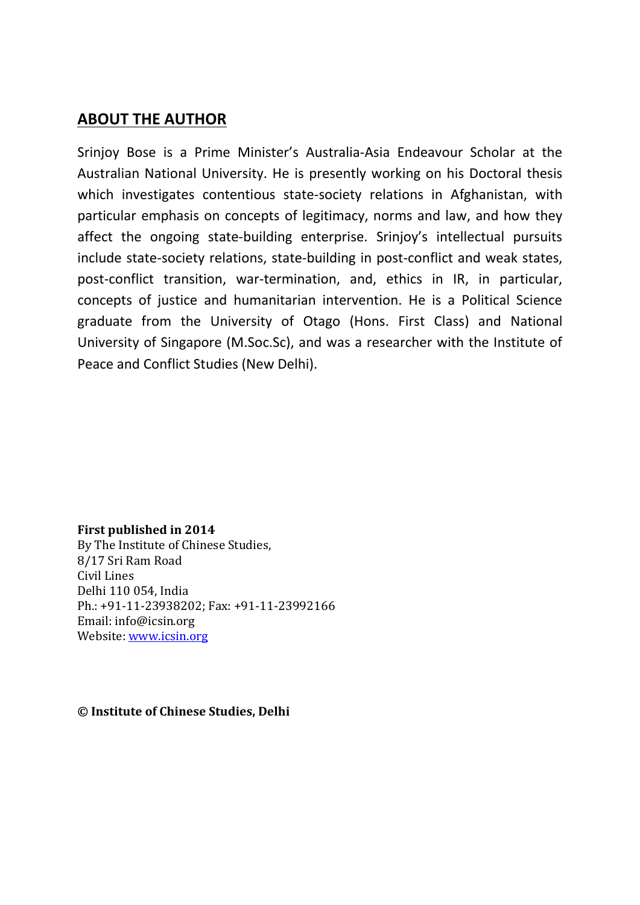## ABOUT THE AUTHOR

Srinjoy Bose is a Prime Minister's Australia-Asia Endeavour Scholar at the Australian National University. He is presently working on his Doctoral thesis which investigates contentious state-society relations in Afghanistan, with particular emphasis on concepts of legitimacy, norms and law, and how they affect the ongoing state-building enterprise. Srinjoy's intellectual pursuits include state-society relations, state-building in post-conflict and weak states, post-conflict transition, war-termination, and, ethics in IR, in particular, concepts of justice and humanitarian intervention. He is a Political Science graduate from the University of Otago (Hons. First Class) and National University of Singapore (M.Soc.Sc), and was a researcher with the Institute of Peace and Conflict Studies (New Delhi).

**First published in 2014**
By The Institute of Chinese Studies,
8/17 Sri Ram Road
Civil Lines
Delhi 110 054, India
Ph.: +91-11-23938202; Fax: +91-11-23992166
Email: info@icsin.org
Website: www.icsin.org

**© Institute of Chinese Studies, Delhi**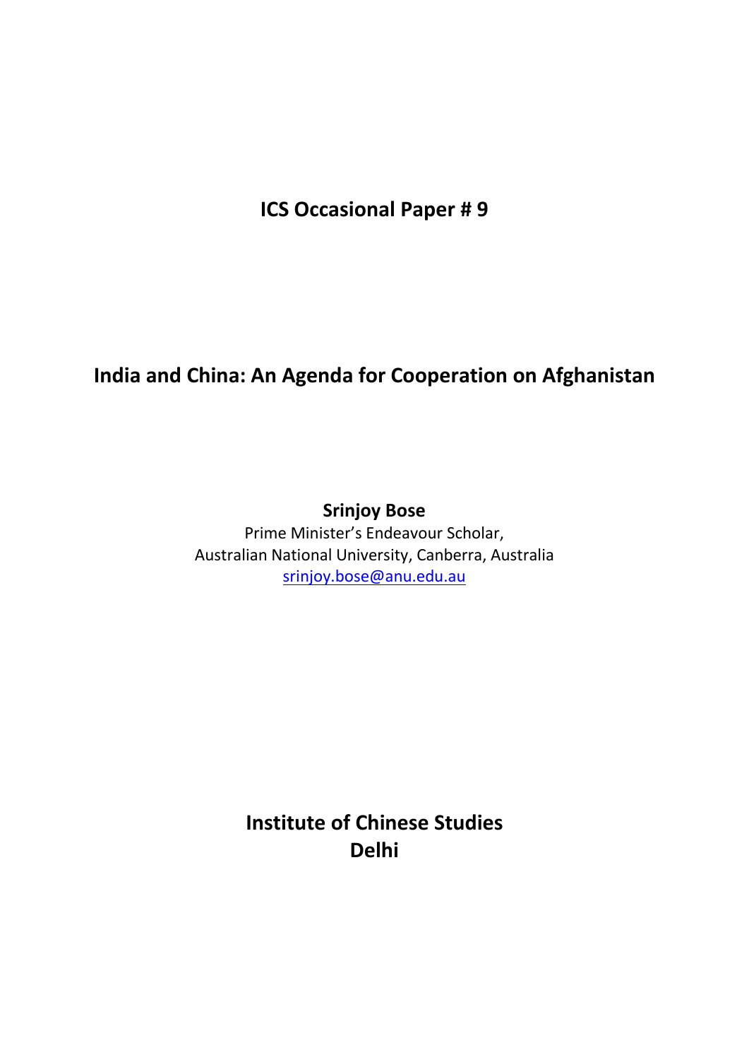**ICS Occasional Paper # 9**

# India and China: An Agenda for Cooperation on Afghanistan

**Srinjoy Bose**

Prime Minister's Endeavour Scholar,
Australian National University, Canberra, Australia
srinjoy.bose@anu.edu.au

**Institute of Chinese Studies**
**Delhi**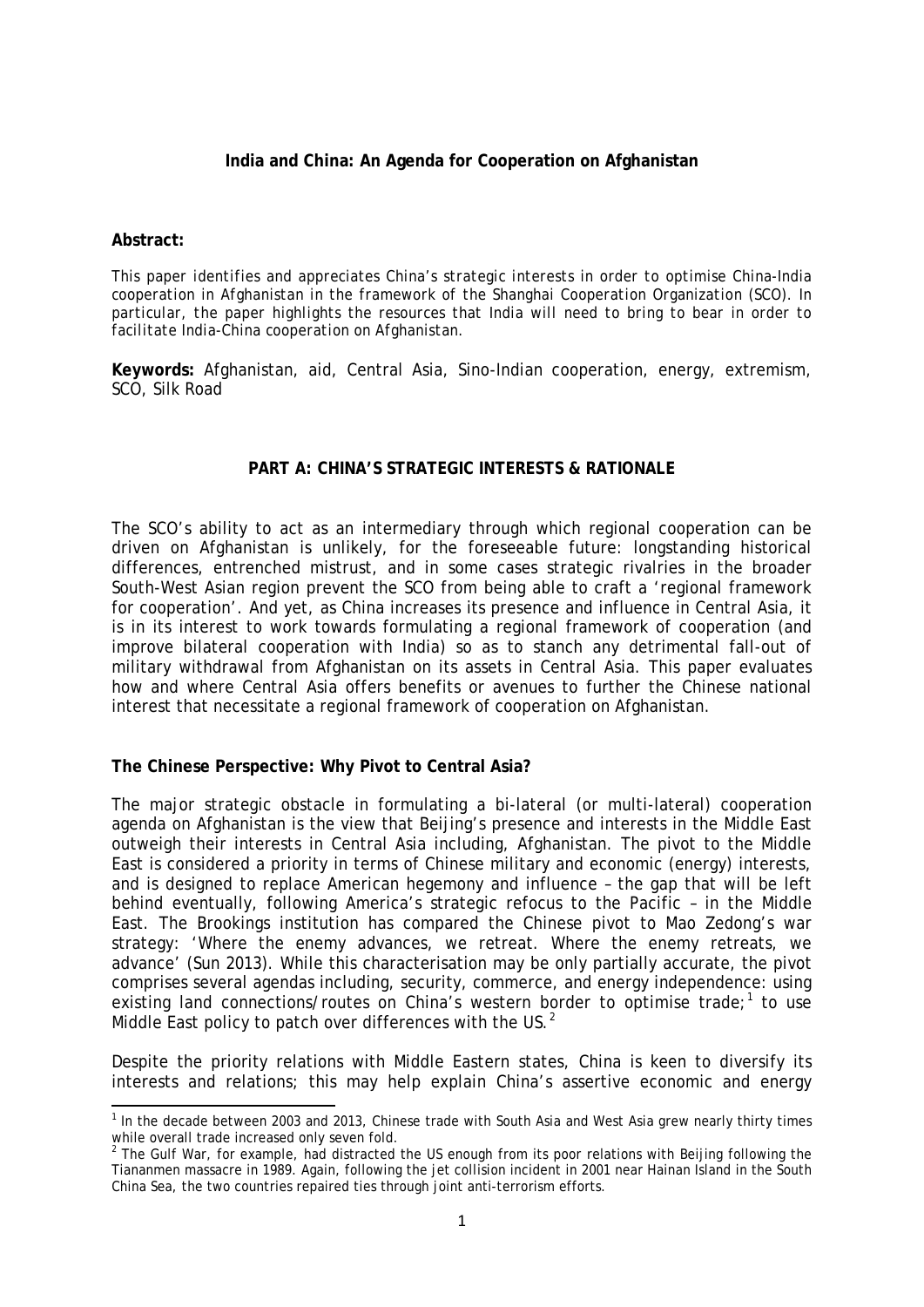**India and China: An Agenda for Cooperation on Afghanistan**

**Abstract:**

*This paper identifies and appreciates China's strategic interests in order to optimise China-India cooperation in Afghanistan in the framework of the Shanghai Cooperation Organization (SCO). In particular, the paper highlights the resources that India will need to bring to bear in order to facilitate India-China cooperation on Afghanistan.*

**Keywords:** Afghanistan, aid, Central Asia, Sino-Indian cooperation, energy, extremism, SCO, Silk Road

## PART A: CHINA'S STRATEGIC INTERESTS & RATIONALE

The SCO's ability to act as an intermediary through which regional cooperation can be driven on Afghanistan is unlikely, for the foreseeable future: longstanding historical differences, entrenched mistrust, and in some cases strategic rivalries in the broader South-West Asian region prevent the SCO from being able to craft a 'regional framework for cooperation'. And yet, as China increases its presence and influence in Central Asia, it is in its interest to work towards formulating a regional framework of cooperation (and improve bilateral cooperation with India) so as to stanch any detrimental fall-out of military withdrawal from Afghanistan on its assets in Central Asia. This paper evaluates how and where Central Asia offers benefits or avenues to further the Chinese national interest that necessitate a regional framework of cooperation on Afghanistan.

### The Chinese Perspective: Why Pivot to Central Asia?

The major strategic obstacle in formulating a bi-lateral (or multi-lateral) cooperation agenda on Afghanistan is the view that Beijing's presence and interests in the Middle East outweigh their interests in Central Asia including, Afghanistan. The pivot to the Middle East is considered a priority in terms of Chinese military and economic (energy) interests, and is designed to replace American hegemony and influence – the gap that will be left behind eventually, following America's strategic refocus to the Pacific – in the Middle East. The Brookings institution has compared the Chinese pivot to Mao Zedong's war strategy: 'Where the enemy advances, we retreat. Where the enemy retreats, we advance' (Sun 2013). While this characterisation may be only partially accurate, the pivot comprises several agendas including, security, commerce, and energy independence: using existing land connections/routes on China's western border to optimise trade;[1] to use Middle East policy to patch over differences with the US.[2]

Despite the priority relations with Middle Eastern states, China is keen to diversify its interests and relations; this may help explain China's assertive economic and energy

[1] In the decade between 2003 and 2013, Chinese trade with South Asia and West Asia grew nearly thirty times while overall trade increased only seven fold.

[2] The Gulf War, for example, had distracted the US enough from its poor relations with Beijing following the Tiananmen massacre in 1989. Again, following the jet collision incident in 2001 near Hainan Island in the South China Sea, the two countries repaired ties through joint anti-terrorism efforts.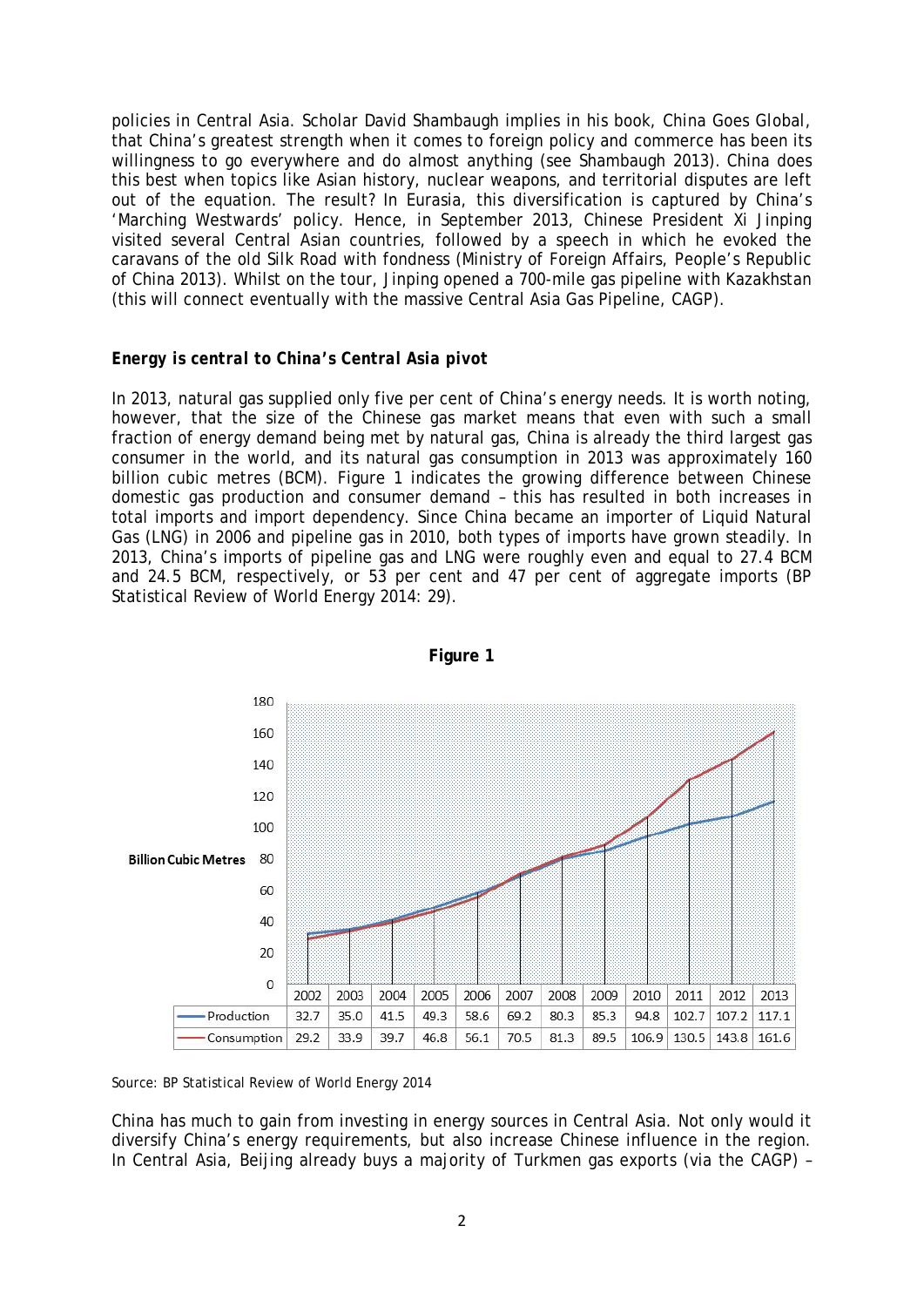policies in Central Asia. Scholar David Shambaugh implies in his book, China Goes Global, that China's greatest strength when it comes to foreign policy and commerce has been its willingness to go everywhere and do almost anything (see Shambaugh 2013). China does this best when topics like Asian history, nuclear weapons, and territorial disputes are left out of the equation. The result? In Eurasia, this diversification is captured by China's 'Marching Westwards' policy. Hence, in September 2013, Chinese President Xi Jinping visited several Central Asian countries, followed by a speech in which he evoked the caravans of the old Silk Road with fondness (Ministry of Foreign Affairs, People's Republic of China 2013). Whilst on the tour, Jinping opened a 700-mile gas pipeline with Kazakhstan (this will connect eventually with the massive Central Asia Gas Pipeline, CAGP).

### *Energy is central to China's Central Asia pivot*

In 2013, natural gas supplied only five per cent of China's energy needs. It is worth noting, however, that the size of the Chinese gas market means that even with such a small fraction of energy demand being met by natural gas, China is already the third largest gas consumer in the world, and its natural gas consumption in 2013 was approximately 160 billion cubic metres (BCM). Figure 1 indicates the growing difference between Chinese domestic gas production and consumer demand – this has resulted in both increases in total imports and import dependency. Since China became an importer of Liquid Natural Gas (LNG) in 2006 and pipeline gas in 2010, both types of imports have grown steadily. In 2013, China's imports of pipeline gas and LNG were roughly even and equal to 27.4 BCM and 24.5 BCM, respectively, or 53 per cent and 47 per cent of aggregate imports (BP Statistical Review of World Energy 2014: 29).

**Figure 1**

Billion Cubic Metres

| | 2002 | 2003 | 2004 | 2005 | 2006 | 2007 | 2008 | 2009 | 2010 | 2011 | 2012 | 2013 |
|---|---|---|---|---|---|---|---|---|---|---|---|---|
| Production | 32.7 | 35.0 | 41.5 | 49.3 | 58.6 | 69.2 | 80.3 | 85.3 | 94.8 | 102.7 | 107.2 | 117.1 |
| Consumption | 29.2 | 33.9 | 39.7 | 46.8 | 56.1 | 70.5 | 81.3 | 89.5 | 106.9 | 130.5 | 143.8 | 161.6 |

Source: BP Statistical Review of World Energy 2014

China has much to gain from investing in energy sources in Central Asia. Not only would it diversify China's energy requirements, but also increase Chinese influence in the region. In Central Asia, Beijing already buys a majority of Turkmen gas exports (via the CAGP) –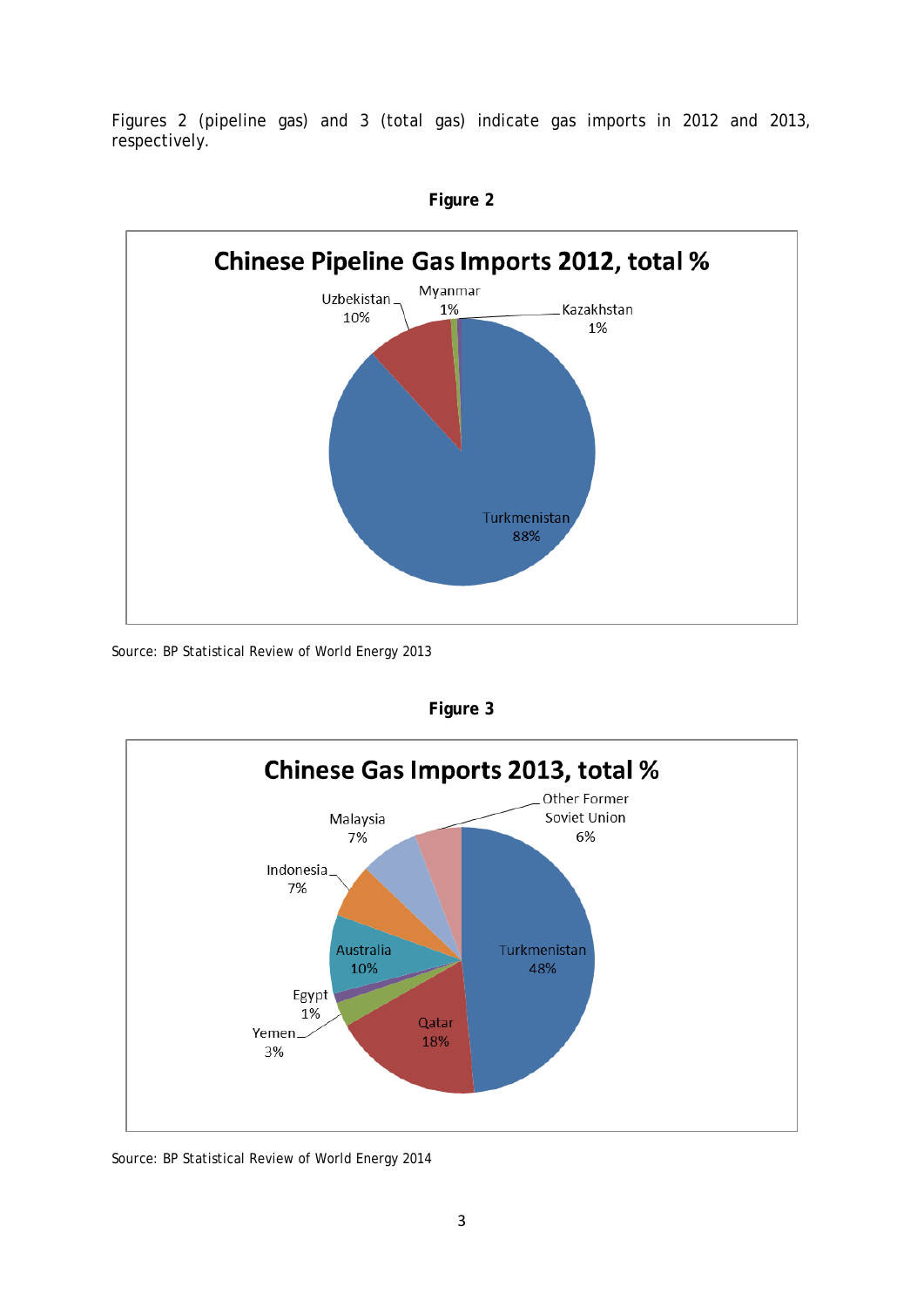Figures 2 (pipeline gas) and 3 (total gas) indicate gas imports in 2012 and 2013, respectively.

**Figure 2**

**Chinese Pipeline Gas Imports 2012, total %**

| Country | % |
|---|---|
| Turkmenistan | 88% |
| Uzbekistan | 10% |
| Myanmar | 1% |
| Kazakhstan | 1% |

Source: BP Statistical Review of World Energy 2013

**Figure 3**

**Chinese Gas Imports 2013, total %**

| Country | % |
|---|---|
| Turkmenistan | 48% |
| Qatar | 18% |
| Yemen | 3% |
| Egypt | 1% |
| Australia | 10% |
| Indonesia | 7% |
| Malaysia | 7% |
| Other Former Soviet Union | 6% |

Source: BP Statistical Review of World Energy 2014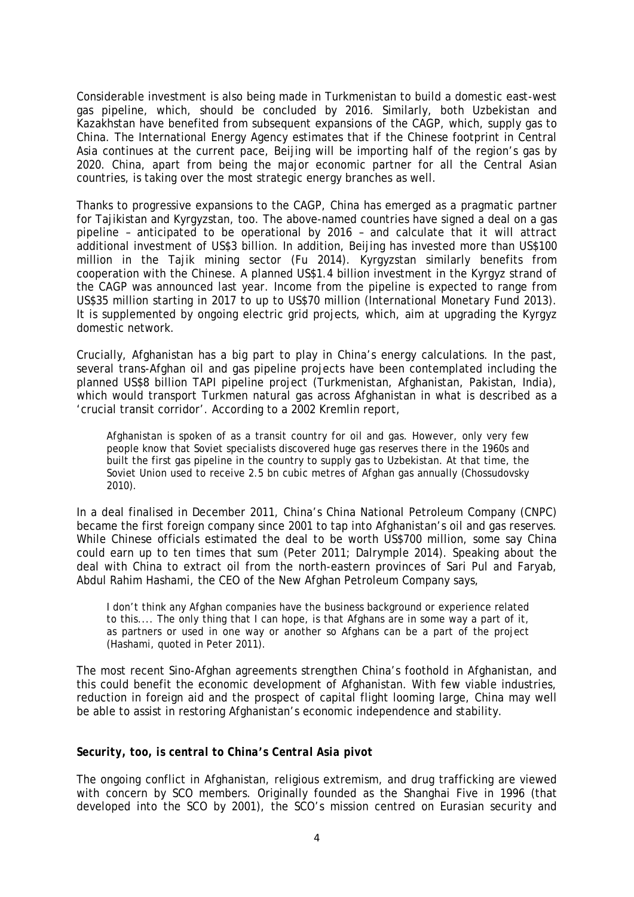Considerable investment is also being made in Turkmenistan to build a domestic east-west gas pipeline, which, should be concluded by 2016. Similarly, both Uzbekistan and Kazakhstan have benefited from subsequent expansions of the CAGP, which, supply gas to China. The International Energy Agency estimates that if the Chinese footprint in Central Asia continues at the current pace, Beijing will be importing half of the region's gas by 2020. China, apart from being the major economic partner for all the Central Asian countries, is taking over the most strategic energy branches as well.

Thanks to progressive expansions to the CAGP, China has emerged as a pragmatic partner for Tajikistan and Kyrgyzstan, too. The above-named countries have signed a deal on a gas pipeline – anticipated to be operational by 2016 – and calculate that it will attract additional investment of US$3 billion. In addition, Beijing has invested more than US$100 million in the Tajik mining sector (Fu 2014). Kyrgyzstan similarly benefits from cooperation with the Chinese. A planned US$1.4 billion investment in the Kyrgyz strand of the CAGP was announced last year. Income from the pipeline is expected to range from US$35 million starting in 2017 to up to US$70 million (International Monetary Fund 2013). It is supplemented by ongoing electric grid projects, which, aim at upgrading the Kyrgyz domestic network.

Crucially, Afghanistan has a big part to play in China's energy calculations. In the past, several trans-Afghan oil and gas pipeline projects have been contemplated including the planned US$8 billion TAPI pipeline project (Turkmenistan, Afghanistan, Pakistan, India), which would transport Turkmen natural gas across Afghanistan in what is described as a 'crucial transit corridor'. According to a 2002 Kremlin report,

> Afghanistan is spoken of as a transit country for oil and gas. However, only very few people know that Soviet specialists discovered huge gas reserves there in the 1960s and built the first gas pipeline in the country to supply gas to Uzbekistan. At that time, the Soviet Union used to receive 2.5 bn cubic metres of Afghan gas annually (Chossudovsky 2010).

In a deal finalised in December 2011, China's China National Petroleum Company (CNPC) became the first foreign company since 2001 to tap into Afghanistan's oil and gas reserves. While Chinese officials estimated the deal to be worth US$700 million, some say China could earn up to ten times that sum (Peter 2011; Dalrymple 2014). Speaking about the deal with China to extract oil from the north-eastern provinces of Sari Pul and Faryab, Abdul Rahim Hashami, the CEO of the New Afghan Petroleum Company says,

> I don't think any Afghan companies have the business background or experience related to this.... The only thing that I can hope, is that Afghans are in some way a part of it, as partners or used in one way or another so Afghans can be a part of the project (Hashami, quoted in Peter 2011).

The most recent Sino-Afghan agreements strengthen China's foothold in Afghanistan, and this could benefit the economic development of Afghanistan. With few viable industries, reduction in foreign aid and the prospect of capital flight looming large, China may well be able to assist in restoring Afghanistan's economic independence and stability.

***Security, too, is central to China's Central Asia pivot***

The ongoing conflict in Afghanistan, religious extremism, and drug trafficking are viewed with concern by SCO members. Originally founded as the Shanghai Five in 1996 (that developed into the SCO by 2001), the SCO's mission centred on Eurasian security and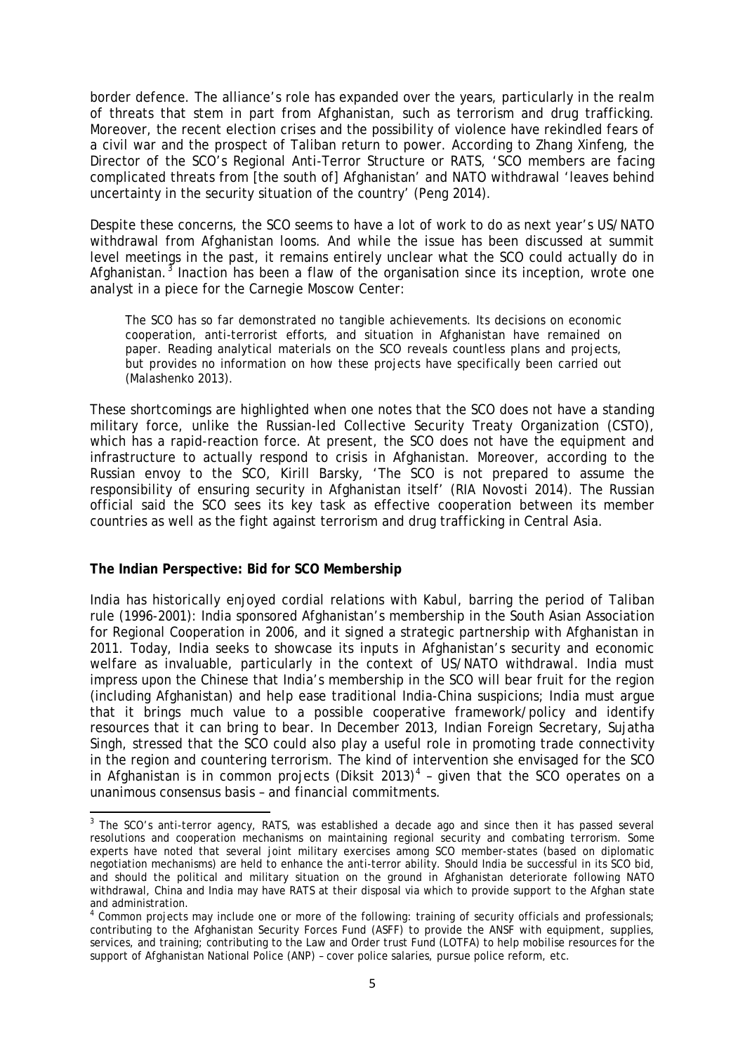border defence. The alliance's role has expanded over the years, particularly in the realm of threats that stem in part from Afghanistan, such as terrorism and drug trafficking. Moreover, the recent election crises and the possibility of violence have rekindled fears of a civil war and the prospect of Taliban return to power. According to Zhang Xinfeng, the Director of the SCO's Regional Anti-Terror Structure or RATS, 'SCO members are facing complicated threats from [the south of] Afghanistan' and NATO withdrawal 'leaves behind uncertainty in the security situation of the country' (Peng 2014).

Despite these concerns, the SCO seems to have a lot of work to do as next year's US/NATO withdrawal from Afghanistan looms. And while the issue has been discussed at summit level meetings in the past, it remains entirely unclear what the SCO could actually do in Afghanistan.[3] Inaction has been a flaw of the organisation since its inception, wrote one analyst in a piece for the Carnegie Moscow Center:

> The SCO has so far demonstrated no tangible achievements. Its decisions on economic cooperation, anti-terrorist efforts, and situation in Afghanistan have remained on paper. Reading analytical materials on the SCO reveals countless plans and projects, but provides no information on how these projects have specifically been carried out (Malashenko 2013).

These shortcomings are highlighted when one notes that the SCO does not have a standing military force, unlike the Russian-led Collective Security Treaty Organization (CSTO), which has a rapid-reaction force. At present, the SCO does not have the equipment and infrastructure to actually respond to crisis in Afghanistan. Moreover, according to the Russian envoy to the SCO, Kirill Barsky, 'The SCO is not prepared to assume the responsibility of ensuring security in Afghanistan itself' (RIA Novosti 2014). The Russian official said the SCO sees its key task as effective cooperation between its member countries as well as the fight against terrorism and drug trafficking in Central Asia.

**The Indian Perspective: Bid for SCO Membership**

India has historically enjoyed cordial relations with Kabul, barring the period of Taliban rule (1996-2001): India sponsored Afghanistan's membership in the South Asian Association for Regional Cooperation in 2006, and it signed a strategic partnership with Afghanistan in 2011. Today, India seeks to showcase its inputs in Afghanistan's security and economic welfare as invaluable, particularly in the context of US/NATO withdrawal. India must impress upon the Chinese that India's membership in the SCO will bear fruit for the region (including Afghanistan) and help ease traditional India-China suspicions; India must argue that it brings much value to a possible cooperative framework/policy and identify resources that it can bring to bear. In December 2013, Indian Foreign Secretary, Sujatha Singh, stressed that the SCO could also play a useful role in promoting trade connectivity in the region and countering terrorism. The kind of intervention she envisaged for the SCO in Afghanistan is in common projects (Diksit 2013)[4] – given that the SCO operates on a unanimous consensus basis – and financial commitments.

---

[3] The SCO's anti-terror agency, RATS, was established a decade ago and since then it has passed several resolutions and cooperation mechanisms on maintaining regional security and combating terrorism. Some experts have noted that several joint military exercises among SCO member-states (based on diplomatic negotiation mechanisms) are held to enhance the anti-terror ability. Should India be successful in its SCO bid, and should the political and military situation on the ground in Afghanistan deteriorate following NATO withdrawal, China and India may have RATS at their disposal via which to provide support to the Afghan state and administration.

[4] Common projects may include one or more of the following: training of security officials and professionals; contributing to the Afghanistan Security Forces Fund (ASFF) to provide the ANSF with equipment, supplies, services, and training; contributing to the Law and Order trust Fund (LOTFA) to help mobilise resources for the support of Afghanistan National Police (ANP) – cover police salaries, pursue police reform, etc.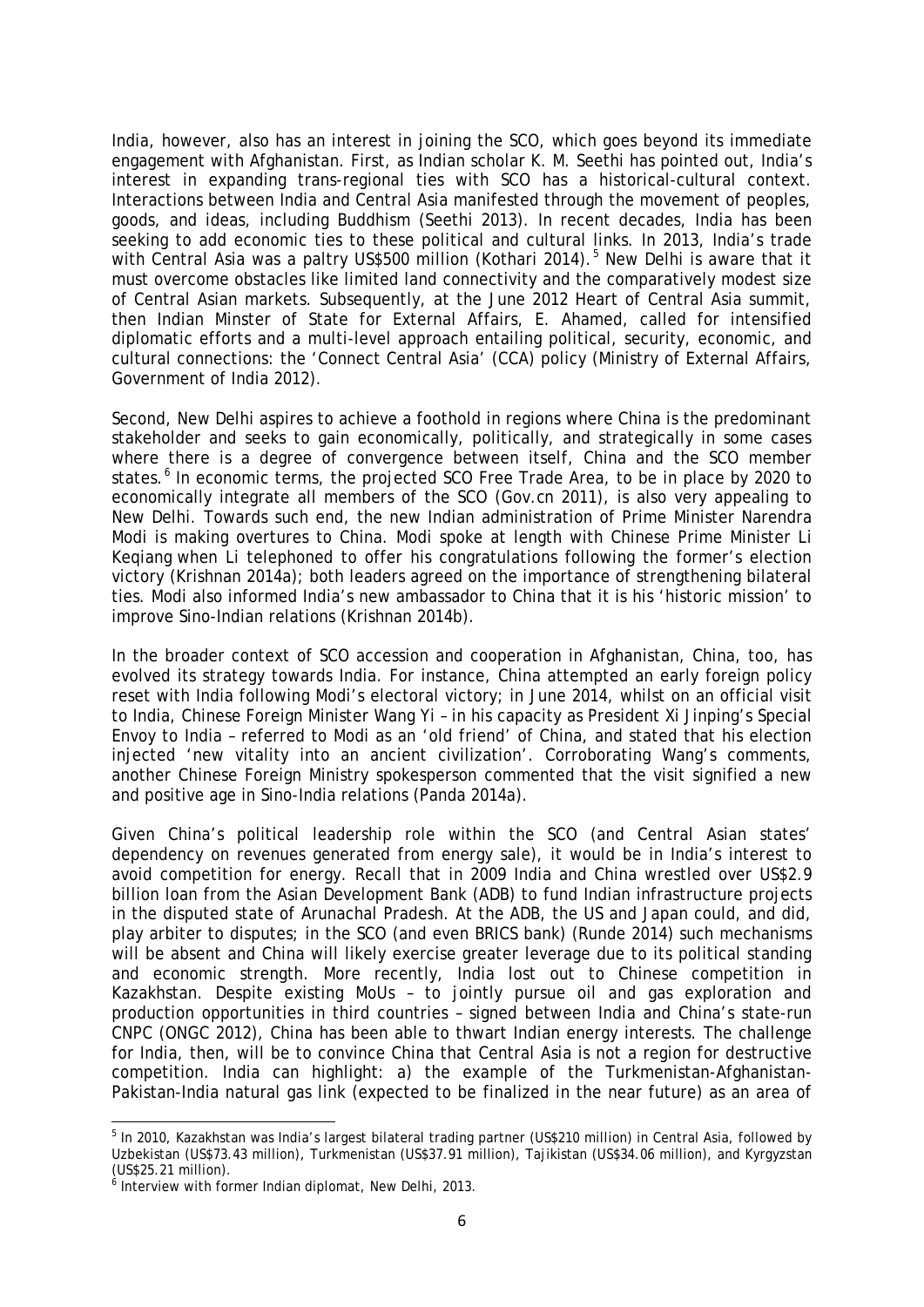India, however, also has an interest in joining the SCO, which goes beyond its immediate engagement with Afghanistan. First, as Indian scholar K. M. Seethi has pointed out, India's interest in expanding trans-regional ties with SCO has a historical-cultural context. Interactions between India and Central Asia manifested through the movement of peoples, goods, and ideas, including Buddhism (Seethi 2013). In recent decades, India has been seeking to add economic ties to these political and cultural links. In 2013, India's trade with Central Asia was a paltry US$500 million (Kothari 2014).[5] New Delhi is aware that it must overcome obstacles like limited land connectivity and the comparatively modest size of Central Asian markets. Subsequently, at the June 2012 Heart of Central Asia summit, then Indian Minster of State for External Affairs, E. Ahamed, called for intensified diplomatic efforts and a multi-level approach entailing political, security, economic, and cultural connections: the 'Connect Central Asia' (CCA) policy (Ministry of External Affairs, Government of India 2012).

Second, New Delhi aspires to achieve a foothold in regions where China is the predominant stakeholder and seeks to gain economically, politically, and strategically in some cases where there is a degree of convergence between itself, China and the SCO member states.[6] In economic terms, the projected SCO Free Trade Area, to be in place by 2020 to economically integrate all members of the SCO (Gov.cn 2011), is also very appealing to New Delhi. Towards such end, the new Indian administration of Prime Minister Narendra Modi is making overtures to China. Modi spoke at length with Chinese Prime Minister Li Keqiang when Li telephoned to offer his congratulations following the former's election victory (Krishnan 2014a); both leaders agreed on the importance of strengthening bilateral ties. Modi also informed India's new ambassador to China that it is his 'historic mission' to improve Sino-Indian relations (Krishnan 2014b).

In the broader context of SCO accession and cooperation in Afghanistan, China, too, has evolved its strategy towards India. For instance, China attempted an early foreign policy reset with India following Modi's electoral victory; in June 2014, whilst on an official visit to India, Chinese Foreign Minister Wang Yi – in his capacity as President Xi Jinping's Special Envoy to India – referred to Modi as an 'old friend' of China, and stated that his election injected 'new vitality into an ancient civilization'. Corroborating Wang's comments, another Chinese Foreign Ministry spokesperson commented that the visit signified a new and positive age in Sino-India relations (Panda 2014a).

Given China's political leadership role within the SCO (and Central Asian states' dependency on revenues generated from energy sale), it would be in India's interest to avoid competition for energy. Recall that in 2009 India and China wrestled over US$2.9 billion loan from the Asian Development Bank (ADB) to fund Indian infrastructure projects in the disputed state of Arunachal Pradesh. At the ADB, the US and Japan could, and did, play arbiter to disputes; in the SCO (and even BRICS bank) (Runde 2014) such mechanisms will be absent and China will likely exercise greater leverage due to its political standing and economic strength. More recently, India lost out to Chinese competition in Kazakhstan. Despite existing MoUs – to jointly pursue oil and gas exploration and production opportunities in third countries – signed between India and China's state-run CNPC (ONGC 2012), China has been able to thwart Indian energy interests. The challenge for India, then, will be to convince China that Central Asia is not a region for destructive competition. India can highlight: a) the example of the Turkmenistan-Afghanistan-Pakistan-India natural gas link (expected to be finalized in the near future) as an area of

---

[5] In 2010, Kazakhstan was India's largest bilateral trading partner (US$210 million) in Central Asia, followed by Uzbekistan (US$73.43 million), Turkmenistan (US$37.91 million), Tajikistan (US$34.06 million), and Kyrgyzstan (US$25.21 million).

[6] Interview with former Indian diplomat, New Delhi, 2013.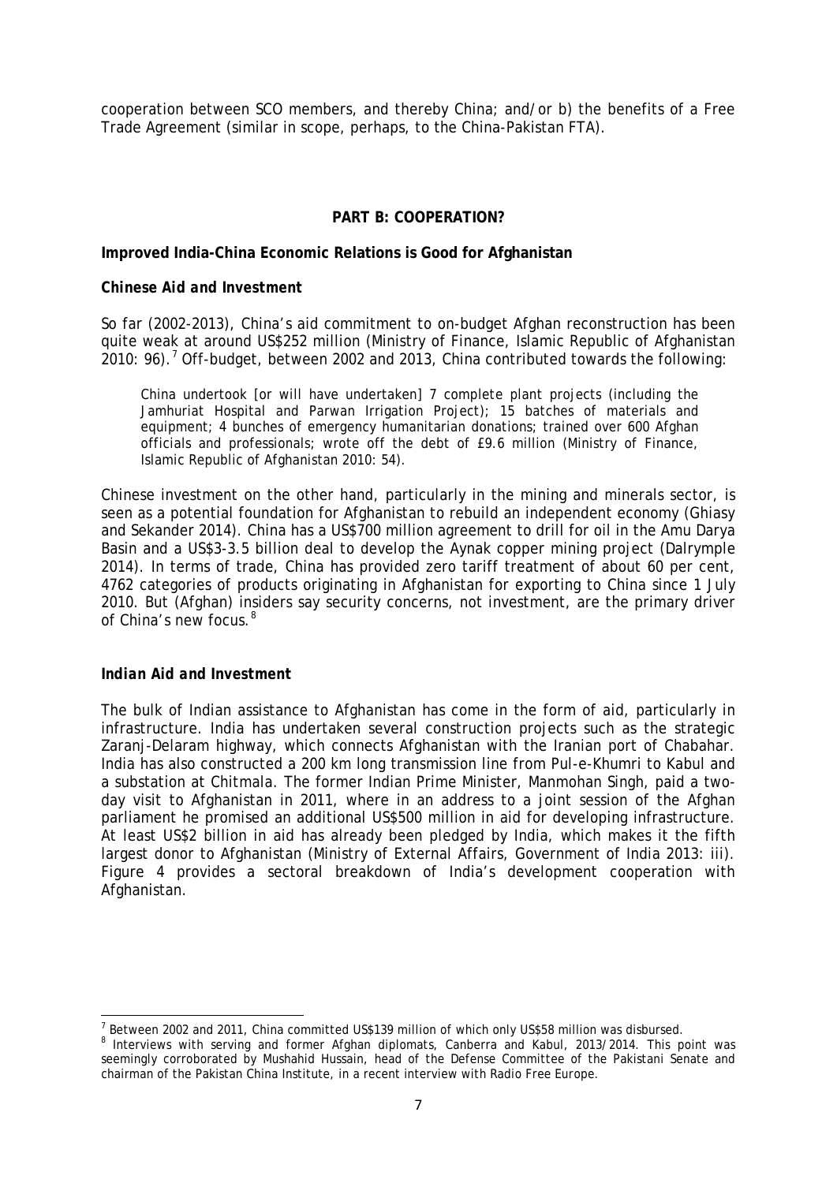cooperation between SCO members, and thereby China; and/or b) the benefits of a Free Trade Agreement (similar in scope, perhaps, to the China-Pakistan FTA).

## PART B: COOPERATION?

### Improved India-China Economic Relations is Good for Afghanistan

#### *Chinese Aid and Investment*

So far (2002-2013), China's aid commitment to on-budget Afghan reconstruction has been quite weak at around US$252 million (Ministry of Finance, Islamic Republic of Afghanistan 2010: 96).[7] Off-budget, between 2002 and 2013, China contributed towards the following:

> China undertook [or will have undertaken] 7 complete plant projects (including the Jamhuriat Hospital and Parwan Irrigation Project); 15 batches of materials and equipment; 4 bunches of emergency humanitarian donations; trained over 600 Afghan officials and professionals; wrote off the debt of £9.6 million (Ministry of Finance, Islamic Republic of Afghanistan 2010: 54).

Chinese investment on the other hand, particularly in the mining and minerals sector, is seen as a potential foundation for Afghanistan to rebuild an independent economy (Ghiasy and Sekander 2014). China has a US$700 million agreement to drill for oil in the Amu Darya Basin and a US$3-3.5 billion deal to develop the Aynak copper mining project (Dalrymple 2014). In terms of trade, China has provided zero tariff treatment of about 60 per cent, 4762 categories of products originating in Afghanistan for exporting to China since 1 July 2010. But (Afghan) insiders say security concerns, not investment, are the primary driver of China's new focus.[8]

#### *Indian Aid and Investment*

The bulk of Indian assistance to Afghanistan has come in the form of aid, particularly in infrastructure. India has undertaken several construction projects such as the strategic Zaranj-Delaram highway, which connects Afghanistan with the Iranian port of Chabahar. India has also constructed a 200 km long transmission line from Pul-e-Khumri to Kabul and a substation at Chitmala. The former Indian Prime Minister, Manmohan Singh, paid a two-day visit to Afghanistan in 2011, where in an address to a joint session of the Afghan parliament he promised an additional US$500 million in aid for developing infrastructure. At least US$2 billion in aid has already been pledged by India, which makes it the fifth largest donor to Afghanistan (Ministry of External Affairs, Government of India 2013: iii). Figure 4 provides a sectoral breakdown of India's development cooperation with Afghanistan.

---

[7] Between 2002 and 2011, China committed US$139 million of which only US$58 million was disbursed.

[8] Interviews with serving and former Afghan diplomats, Canberra and Kabul, 2013/2014. This point was seemingly corroborated by Mushahid Hussain, head of the Defense Committee of the Pakistani Senate and chairman of the Pakistan China Institute, in a recent interview with Radio Free Europe.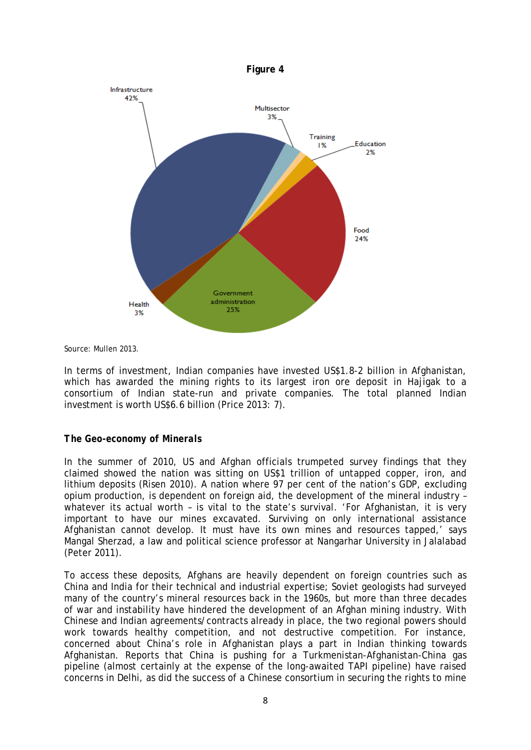**Figure 4**

Infrastructure 42%

Multisector 3%

Training 1%

Education 2%

Food 24%

Government administration 25%

Health 3%

Source: Mullen 2013.

In terms of investment, Indian companies have invested US$1.8-2 billion in Afghanistan, which has awarded the mining rights to its largest iron ore deposit in Hajigak to a consortium of Indian state-run and private companies. The total planned Indian investment is worth US$6.6 billion (Price 2013: 7).

### The Geo-economy of Minerals

In the summer of 2010, US and Afghan officials trumpeted survey findings that they claimed showed the nation was sitting on US$1 trillion of untapped copper, iron, and lithium deposits (Risen 2010). A nation where 97 per cent of the nation's GDP, excluding opium production, is dependent on foreign aid, the development of the mineral industry – whatever its actual worth – is vital to the state's survival. 'For Afghanistan, it is very important to have our mines excavated. Surviving on only international assistance Afghanistan cannot develop. It must have its own mines and resources tapped,' says Mangal Sherzad, a law and political science professor at Nangarhar University in Jalalabad (Peter 2011).

To access these deposits, Afghans are heavily dependent on foreign countries such as China and India for their technical and industrial expertise; Soviet geologists had surveyed many of the country's mineral resources back in the 1960s, but more than three decades of war and instability have hindered the development of an Afghan mining industry. With Chinese and Indian agreements/contracts already in place, the two regional powers should work towards healthy competition, and not destructive competition. For instance, concerned about China's role in Afghanistan plays a part in Indian thinking towards Afghanistan. Reports that China is pushing for a Turkmenistan-Afghanistan-China gas pipeline (almost certainly at the expense of the long-awaited TAPI pipeline) have raised concerns in Delhi, as did the success of a Chinese consortium in securing the rights to mine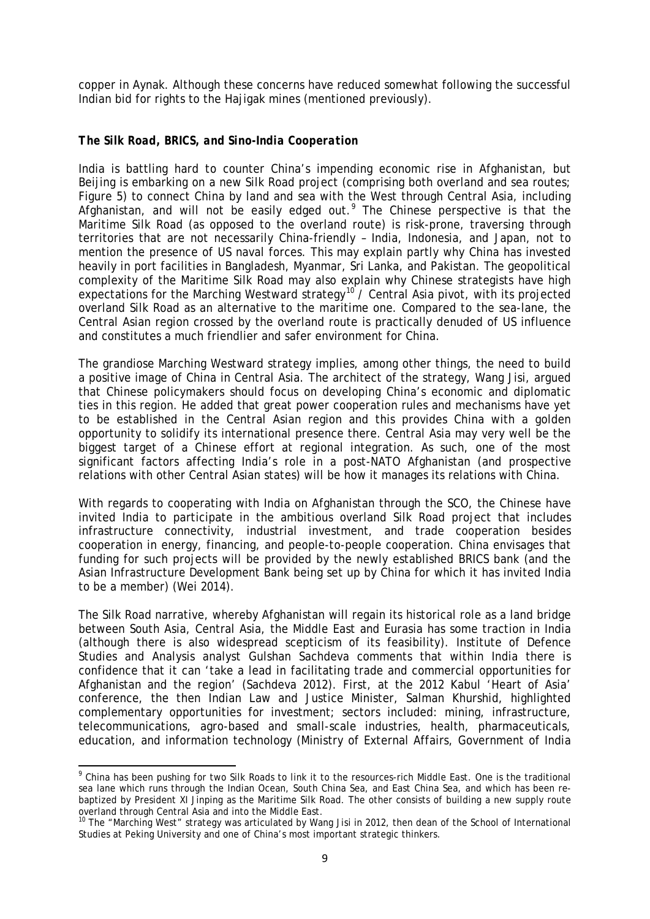copper in Aynak. Although these concerns have reduced somewhat following the successful Indian bid for rights to the Hajigak mines (mentioned previously).

### *The Silk Road, BRICS, and Sino-India Cooperation*

India is battling hard to counter China's impending economic rise in Afghanistan, but Beijing is embarking on a new Silk Road project (comprising both overland and sea routes; Figure 5) to connect China by land and sea with the West through Central Asia, including Afghanistan, and will not be easily edged out.[9] The Chinese perspective is that the Maritime Silk Road (as opposed to the overland route) is risk-prone, traversing through territories that are not necessarily China-friendly – India, Indonesia, and Japan, not to mention the presence of US naval forces. This may explain partly why China has invested heavily in port facilities in Bangladesh, Myanmar, Sri Lanka, and Pakistan. The geopolitical complexity of the Maritime Silk Road may also explain why Chinese strategists have high expectations for the Marching Westward strategy[10] / Central Asia pivot, with its projected overland Silk Road as an alternative to the maritime one. Compared to the sea-lane, the Central Asian region crossed by the overland route is practically denuded of US influence and constitutes a much friendlier and safer environment for China.

The grandiose Marching Westward strategy implies, among other things, the need to build a positive image of China in Central Asia. The architect of the strategy, Wang Jisi, argued that Chinese policymakers should focus on developing China's economic and diplomatic ties in this region. He added that great power cooperation rules and mechanisms have yet to be established in the Central Asian region and this provides China with a golden opportunity to solidify its international presence there. Central Asia may very well be the biggest target of a Chinese effort at regional integration. As such, one of the most significant factors affecting India's role in a post-NATO Afghanistan (and prospective relations with other Central Asian states) will be how it manages its relations with China.

With regards to cooperating with India on Afghanistan through the SCO, the Chinese have invited India to participate in the ambitious overland Silk Road project that includes infrastructure connectivity, industrial investment, and trade cooperation besides cooperation in energy, financing, and people-to-people cooperation. China envisages that funding for such projects will be provided by the newly established BRICS bank (and the Asian Infrastructure Development Bank being set up by China for which it has invited India to be a member) (Wei 2014).

The Silk Road narrative, whereby Afghanistan will regain its historical role as a land bridge between South Asia, Central Asia, the Middle East and Eurasia has some traction in India (although there is also widespread scepticism of its feasibility). Institute of Defence Studies and Analysis analyst Gulshan Sachdeva comments that within India there is confidence that it can 'take a lead in facilitating trade and commercial opportunities for Afghanistan and the region' (Sachdeva 2012). First, at the 2012 Kabul 'Heart of Asia' conference, the then Indian Law and Justice Minister, Salman Khurshid, highlighted complementary opportunities for investment; sectors included: mining, infrastructure, telecommunications, agro-based and small-scale industries, health, pharmaceuticals, education, and information technology (Ministry of External Affairs, Government of India

---

[9] China has been pushing for two Silk Roads to link it to the resources-rich Middle East. One is the traditional sea lane which runs through the Indian Ocean, South China Sea, and East China Sea, and which has been re-baptized by President XI Jinping as the Maritime Silk Road. The other consists of building a new supply route overland through Central Asia and into the Middle East.

[10] The "Marching West" strategy was articulated by Wang Jisi in 2012, then dean of the School of International Studies at Peking University and one of China's most important strategic thinkers.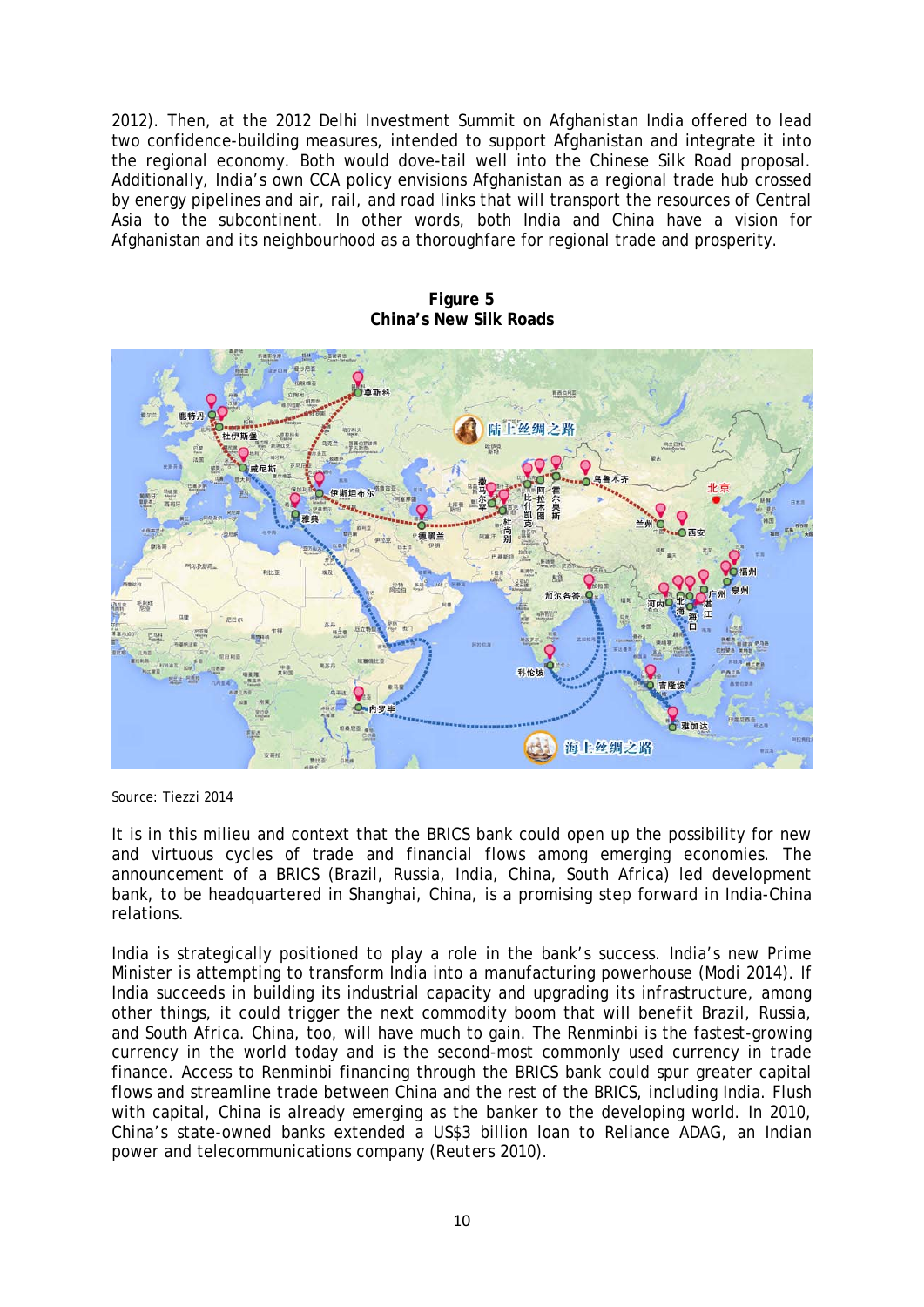2012). Then, at the 2012 Delhi Investment Summit on Afghanistan India offered to lead two confidence-building measures, intended to support Afghanistan and integrate it into the regional economy. Both would dove-tail well into the Chinese Silk Road proposal. Additionally, India's own CCA policy envisions Afghanistan as a regional trade hub crossed by energy pipelines and air, rail, and road links that will transport the resources of Central Asia to the subcontinent. In other words, both India and China have a vision for Afghanistan and its neighbourhood as a thoroughfare for regional trade and prosperity.

**Figure 5**
**China's New Silk Roads**

Source: Tiezzi 2014

It is in this milieu and context that the BRICS bank could open up the possibility for new and virtuous cycles of trade and financial flows among emerging economies. The announcement of a BRICS (Brazil, Russia, India, China, South Africa) led development bank, to be headquartered in Shanghai, China, is a promising step forward in India-China relations.

India is strategically positioned to play a role in the bank's success. India's new Prime Minister is attempting to transform India into a manufacturing powerhouse (Modi 2014). If India succeeds in building its industrial capacity and upgrading its infrastructure, among other things, it could trigger the next commodity boom that will benefit Brazil, Russia, and South Africa. China, too, will have much to gain. The Renminbi is the fastest-growing currency in the world today and is the second-most commonly used currency in trade finance. Access to Renminbi financing through the BRICS bank could spur greater capital flows and streamline trade between China and the rest of the BRICS, including India. Flush with capital, China is already emerging as the banker to the developing world. In 2010, China's state-owned banks extended a US$3 billion loan to Reliance ADAG, an Indian power and telecommunications company (Reuters 2010).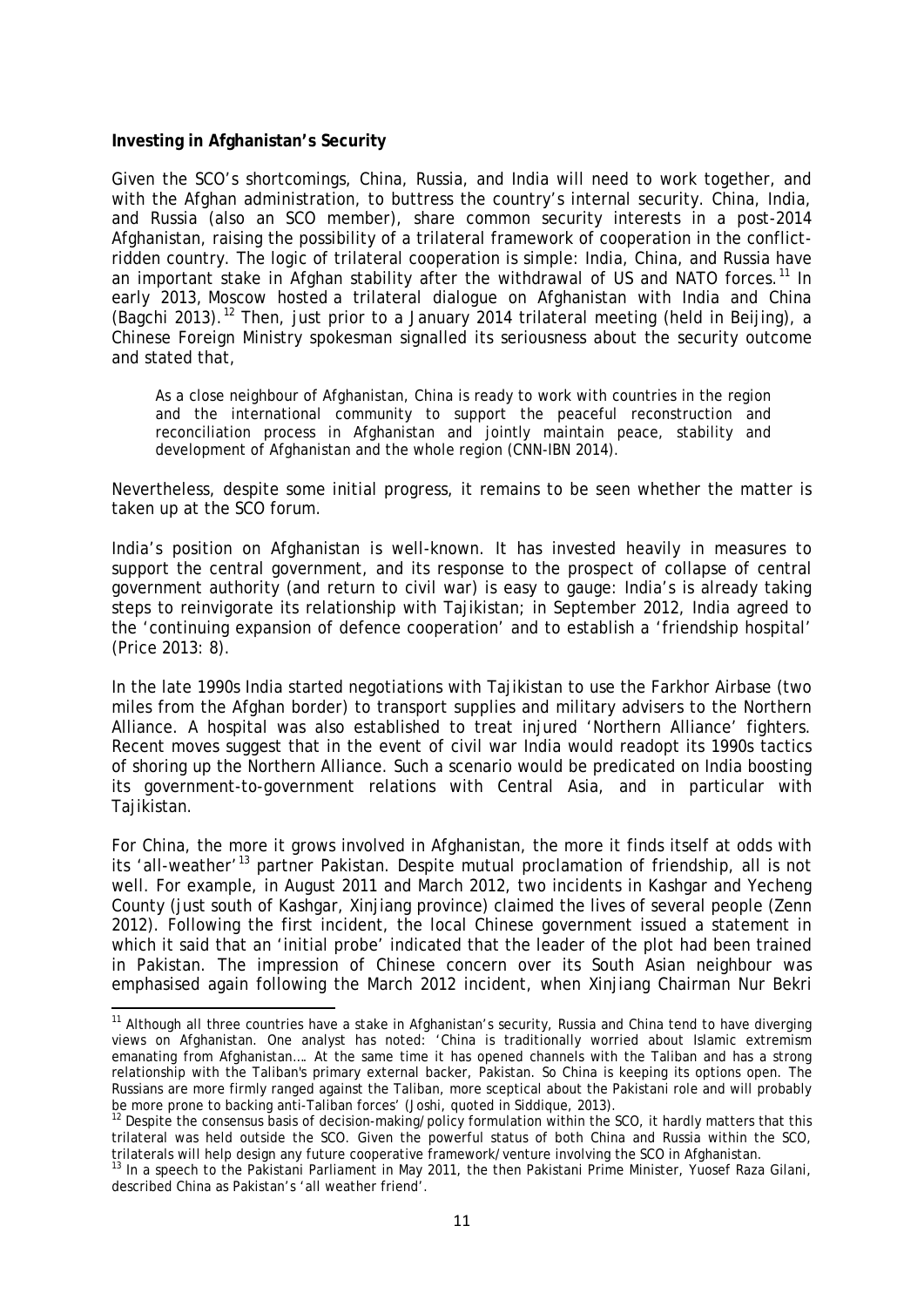**Investing in Afghanistan's Security**

Given the SCO's shortcomings, China, Russia, and India will need to work together, and with the Afghan administration, to buttress the country's internal security. China, India, and Russia (also an SCO member), share common security interests in a post-2014 Afghanistan, raising the possibility of a trilateral framework of cooperation in the conflict-ridden country. The logic of trilateral cooperation is simple: India, China, and Russia have an important stake in Afghan stability after the withdrawal of US and NATO forces.[11] In early 2013, Moscow hosted a trilateral dialogue on Afghanistan with India and China (Bagchi 2013).[12] Then, just prior to a January 2014 trilateral meeting (held in Beijing), a Chinese Foreign Ministry spokesman signalled its seriousness about the security outcome and stated that,

> As a close neighbour of Afghanistan, China is ready to work with countries in the region and the international community to support the peaceful reconstruction and reconciliation process in Afghanistan and jointly maintain peace, stability and development of Afghanistan and the whole region (CNN-IBN 2014).

Nevertheless, despite some initial progress, it remains to be seen whether the matter is taken up at the SCO forum.

India's position on Afghanistan is well-known. It has invested heavily in measures to support the central government, and its response to the prospect of collapse of central government authority (and return to civil war) is easy to gauge: India's is already taking steps to reinvigorate its relationship with Tajikistan; in September 2012, India agreed to the 'continuing expansion of defence cooperation' and to establish a 'friendship hospital' (Price 2013: 8).

In the late 1990s India started negotiations with Tajikistan to use the Farkhor Airbase (two miles from the Afghan border) to transport supplies and military advisers to the Northern Alliance. A hospital was also established to treat injured 'Northern Alliance' fighters. Recent moves suggest that in the event of civil war India would readopt its 1990s tactics of shoring up the Northern Alliance. Such a scenario would be predicated on India boosting its government-to-government relations with Central Asia, and in particular with Tajikistan.

For China, the more it grows involved in Afghanistan, the more it finds itself at odds with its 'all-weather'[13] partner Pakistan. Despite mutual proclamation of friendship, all is not well. For example, in August 2011 and March 2012, two incidents in Kashgar and Yecheng County (just south of Kashgar, Xinjiang province) claimed the lives of several people (Zenn 2012). Following the first incident, the local Chinese government issued a statement in which it said that an 'initial probe' indicated that the leader of the plot had been trained in Pakistan. The impression of Chinese concern over its South Asian neighbour was emphasised again following the March 2012 incident, when Xinjiang Chairman Nur Bekri

---

[11] Although all three countries have a stake in Afghanistan's security, Russia and China tend to have diverging views on Afghanistan. One analyst has noted: 'China is traditionally worried about Islamic extremism emanating from Afghanistan…. At the same time it has opened channels with the Taliban and has a strong relationship with the Taliban's primary external backer, Pakistan. So China is keeping its options open. The Russians are more firmly ranged against the Taliban, more sceptical about the Pakistani role and will probably be more prone to backing anti-Taliban forces' (Joshi, quoted in Siddique, 2013).

[12] Despite the consensus basis of decision-making/policy formulation within the SCO, it hardly matters that this trilateral was held outside the SCO. Given the powerful status of both China and Russia within the SCO, trilaterals will help design any future cooperative framework/venture involving the SCO in Afghanistan.

[13] In a speech to the Pakistani Parliament in May 2011, the then Pakistani Prime Minister, Yuosef Raza Gilani, described China as Pakistan's 'all weather friend'.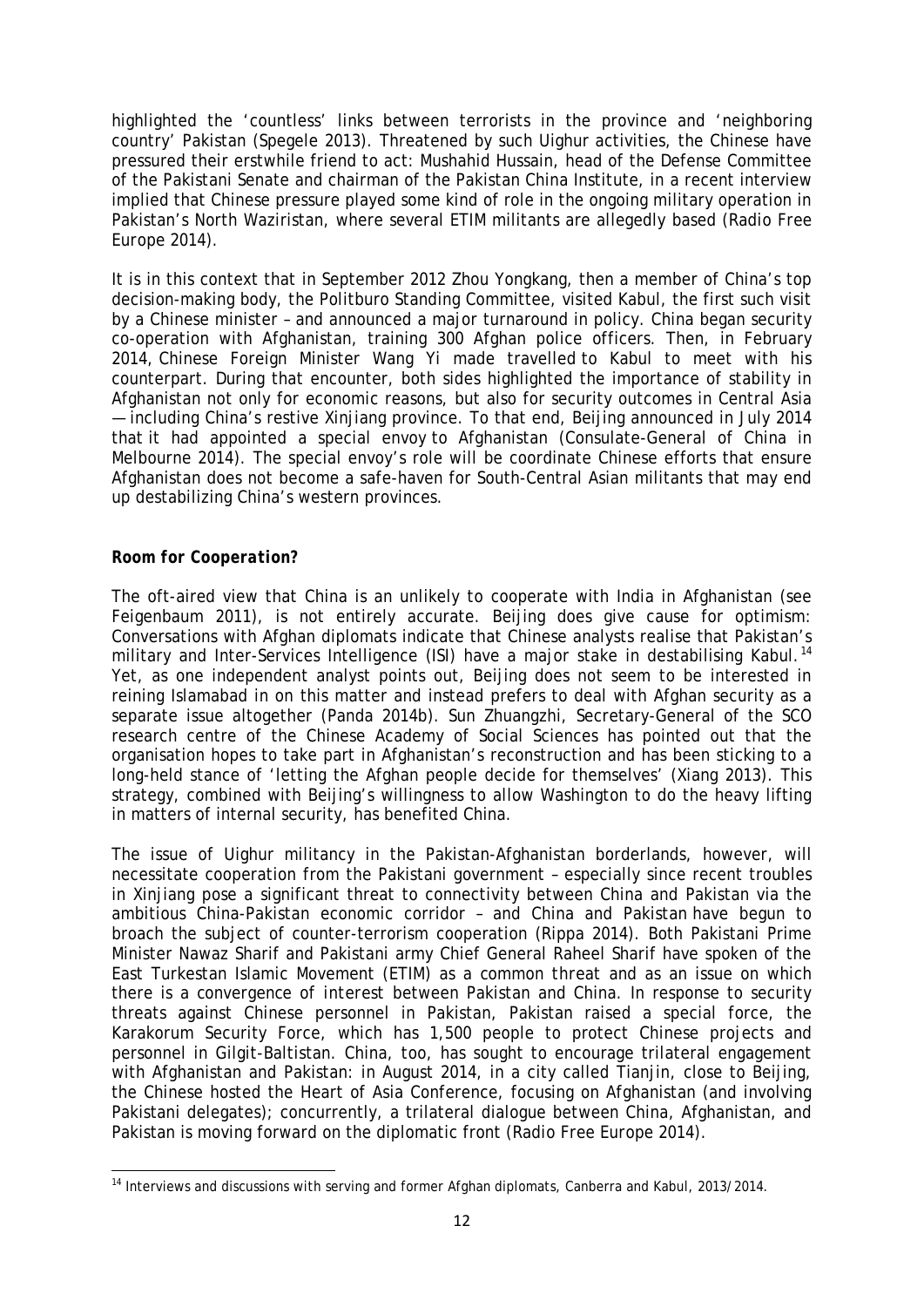highlighted the 'countless' links between terrorists in the province and 'neighboring country' Pakistan (Spegele 2013). Threatened by such Uighur activities, the Chinese have pressured their erstwhile friend to act: Mushahid Hussain, head of the Defense Committee of the Pakistani Senate and chairman of the Pakistan China Institute, in a recent interview implied that Chinese pressure played some kind of role in the ongoing military operation in Pakistan's North Waziristan, where several ETIM militants are allegedly based (Radio Free Europe 2014).

It is in this context that in September 2012 Zhou Yongkang, then a member of China's top decision-making body, the Politburo Standing Committee, visited Kabul, the first such visit by a Chinese minister – and announced a major turnaround in policy. China began security co-operation with Afghanistan, training 300 Afghan police officers. Then, in February 2014, Chinese Foreign Minister Wang Yi made travelled to Kabul to meet with his counterpart. During that encounter, both sides highlighted the importance of stability in Afghanistan not only for economic reasons, but also for security outcomes in Central Asia — including China's restive Xinjiang province. To that end, Beijing announced in July 2014 that it had appointed a special envoy to Afghanistan (Consulate-General of China in Melbourne 2014). The special envoy's role will be coordinate Chinese efforts that ensure Afghanistan does not become a safe-haven for South-Central Asian militants that may end up destabilizing China's western provinces.

### *Room for Cooperation?*

The oft-aired view that China is an unlikely to cooperate with India in Afghanistan (see Feigenbaum 2011), is not entirely accurate. Beijing does give cause for optimism: Conversations with Afghan diplomats indicate that Chinese analysts realise that Pakistan's military and Inter-Services Intelligence (ISI) have a major stake in destabilising Kabul.[14] Yet, as one independent analyst points out, Beijing does not seem to be interested in reining Islamabad in on this matter and instead prefers to deal with Afghan security as a separate issue altogether (Panda 2014b). Sun Zhuangzhi, Secretary-General of the SCO research centre of the Chinese Academy of Social Sciences has pointed out that the organisation hopes to take part in Afghanistan's reconstruction and has been sticking to a long-held stance of 'letting the Afghan people decide for themselves' (Xiang 2013). This strategy, combined with Beijing's willingness to allow Washington to do the heavy lifting in matters of internal security, has benefited China.

The issue of Uighur militancy in the Pakistan-Afghanistan borderlands, however, will necessitate cooperation from the Pakistani government – especially since recent troubles in Xinjiang pose a significant threat to connectivity between China and Pakistan via the ambitious China-Pakistan economic corridor – and China and Pakistan have begun to broach the subject of counter-terrorism cooperation (Rippa 2014). Both Pakistani Prime Minister Nawaz Sharif and Pakistani army Chief General Raheel Sharif have spoken of the East Turkestan Islamic Movement (ETIM) as a common threat and as an issue on which there is a convergence of interest between Pakistan and China. In response to security threats against Chinese personnel in Pakistan, Pakistan raised a special force, the Karakorum Security Force, which has 1,500 people to protect Chinese projects and personnel in Gilgit-Baltistan. China, too, has sought to encourage trilateral engagement with Afghanistan and Pakistan: in August 2014, in a city called Tianjin, close to Beijing, the Chinese hosted the Heart of Asia Conference, focusing on Afghanistan (and involving Pakistani delegates); concurrently, a trilateral dialogue between China, Afghanistan, and Pakistan is moving forward on the diplomatic front (Radio Free Europe 2014).

---

[14] Interviews and discussions with serving and former Afghan diplomats, Canberra and Kabul, 2013/2014.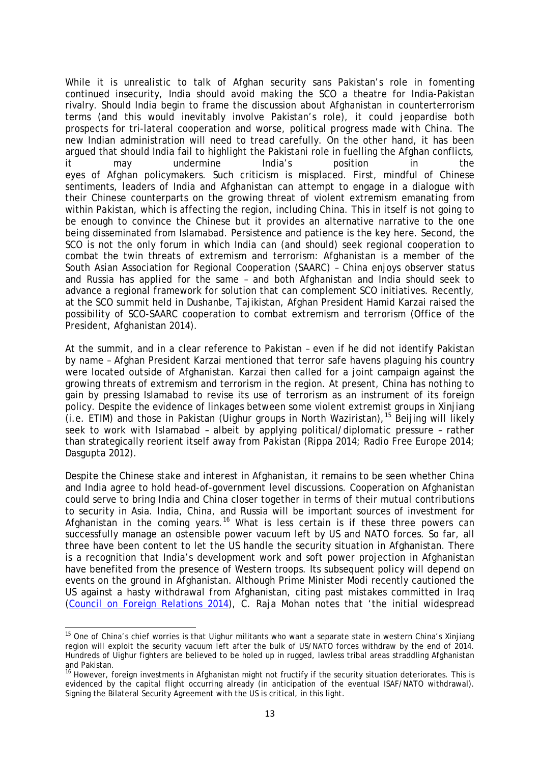While it is unrealistic to talk of Afghan security sans Pakistan's role in fomenting continued insecurity, India should avoid making the SCO a theatre for India-Pakistan rivalry. Should India begin to frame the discussion about Afghanistan in counterterrorism terms (and this would inevitably involve Pakistan's role), it could jeopardise both prospects for tri-lateral cooperation and worse, political progress made with China. The new Indian administration will need to tread carefully. On the other hand, it has been argued that should India fail to highlight the Pakistani role in fuelling the Afghan conflicts, it may undermine India's position in the eyes of Afghan policymakers. Such criticism is misplaced. First, mindful of Chinese sentiments, leaders of India and Afghanistan can attempt to engage in a dialogue with their Chinese counterparts on the growing threat of violent extremism emanating from within Pakistan, which is affecting the region, including China. This in itself is not going to be enough to convince the Chinese but it provides an alternative narrative to the one being disseminated from Islamabad. Persistence and patience is the key here. Second, the SCO is not the only forum in which India can (and should) seek regional cooperation to combat the twin threats of extremism and terrorism: Afghanistan is a member of the South Asian Association for Regional Cooperation (SAARC) – China enjoys observer status and Russia has applied for the same – and both Afghanistan and India should seek to advance a regional framework for solution that can complement SCO initiatives. Recently, at the SCO summit held in Dushanbe, Tajikistan, Afghan President Hamid Karzai raised the possibility of SCO-SAARC cooperation to combat extremism and terrorism (Office of the President, Afghanistan 2014).

At the summit, and in a clear reference to Pakistan – even if he did not identify Pakistan by name – Afghan President Karzai mentioned that terror safe havens plaguing his country were located outside of Afghanistan. Karzai then called for a joint campaign against the growing threats of extremism and terrorism in the region. At present, China has nothing to gain by pressing Islamabad to revise its use of terrorism as an instrument of its foreign policy. Despite the evidence of linkages between some violent extremist groups in Xinjiang (i.e. ETIM) and those in Pakistan (Uighur groups in North Waziristan),[15] Beijing will likely seek to work with Islamabad – albeit by applying political/diplomatic pressure – rather than strategically reorient itself away from Pakistan (Rippa 2014; Radio Free Europe 2014; Dasgupta 2012).

Despite the Chinese stake and interest in Afghanistan, it remains to be seen whether China and India agree to hold head-of-government level discussions. Cooperation on Afghanistan could serve to bring India and China closer together in terms of their mutual contributions to security in Asia. India, China, and Russia will be important sources of investment for Afghanistan in the coming years.[16] What is less certain is if these three powers can successfully manage an ostensible power vacuum left by US and NATO forces. So far, all three have been content to let the US handle the security situation in Afghanistan. There is a recognition that India's development work and soft power projection in Afghanistan have benefited from the presence of Western troops. Its subsequent policy will depend on events on the ground in Afghanistan. Although Prime Minister Modi recently cautioned the US against a hasty withdrawal from Afghanistan, citing past mistakes committed in Iraq (Council on Foreign Relations 2014), C. Raja Mohan notes that 'the initial widespread

---

[15] One of China's chief worries is that Uighur militants who want a separate state in western China's Xinjiang region will exploit the security vacuum left after the bulk of US/NATO forces withdraw by the end of 2014. Hundreds of Uighur fighters are believed to be holed up in rugged, lawless tribal areas straddling Afghanistan and Pakistan.

[16] However, foreign investments in Afghanistan might not fructify if the security situation deteriorates. This is evidenced by the capital flight occurring already (in anticipation of the eventual ISAF/NATO withdrawal). Signing the Bilateral Security Agreement with the US is critical, in this light.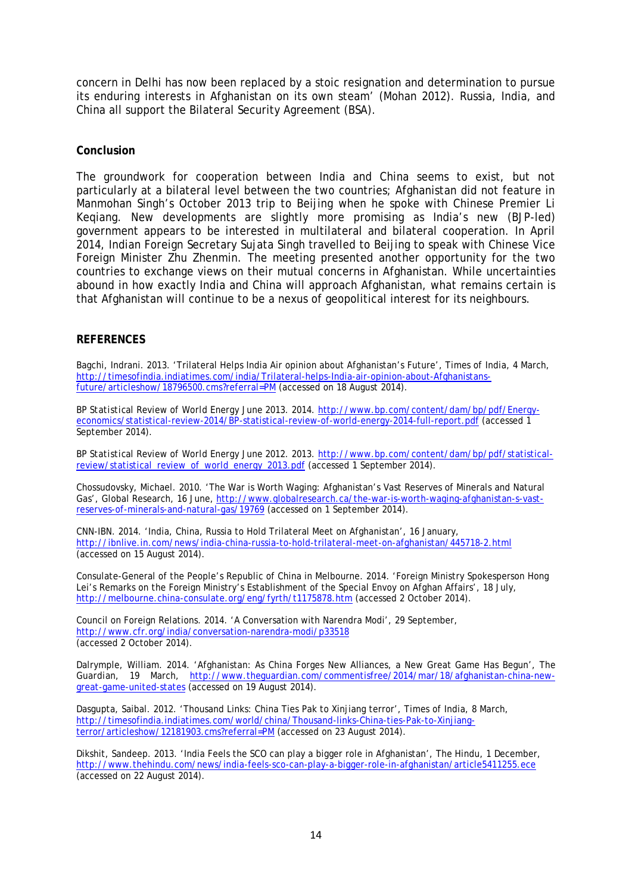concern in Delhi has now been replaced by a stoic resignation and determination to pursue its enduring interests in Afghanistan on its own steam' (Mohan 2012). Russia, India, and China all support the Bilateral Security Agreement (BSA).

## Conclusion

The groundwork for cooperation between India and China seems to exist, but not particularly at a bilateral level between the two countries; Afghanistan did not feature in Manmohan Singh's October 2013 trip to Beijing when he spoke with Chinese Premier Li Keqiang. New developments are slightly more promising as India's new (BJP-led) government appears to be interested in multilateral and bilateral cooperation. In April 2014, Indian Foreign Secretary Sujata Singh travelled to Beijing to speak with Chinese Vice Foreign Minister Zhu Zhenmin. The meeting presented another opportunity for the two countries to exchange views on their mutual concerns in Afghanistan. While uncertainties abound in how exactly India and China will approach Afghanistan, what remains certain is that Afghanistan will continue to be a nexus of geopolitical interest for its neighbours.

## REFERENCES

Bagchi, Indrani. 2013. 'Trilateral Helps India Air opinion about Afghanistan's Future', Times of India, 4 March, http://timesofindia.indiatimes.com/india/Trilateral-helps-India-air-opinion-about-Afghanistans-future/articleshow/18796500.cms?referral=PM (accessed on 18 August 2014).

BP Statistical Review of World Energy June 2013. 2014. http://www.bp.com/content/dam/bp/pdf/Energy-economics/statistical-review-2014/BP-statistical-review-of-world-energy-2014-full-report.pdf (accessed 1 September 2014).

BP Statistical Review of World Energy June 2012. 2013. http://www.bp.com/content/dam/bp/pdf/statistical-review/statistical_review_of_world_energy_2013.pdf (accessed 1 September 2014).

Chossudovsky, Michael. 2010. 'The War is Worth Waging: Afghanistan's Vast Reserves of Minerals and Natural Gas', Global Research, 16 June, http://www.globalresearch.ca/the-war-is-worth-waging-afghanistan-s-vast-reserves-of-minerals-and-natural-gas/19769 (accessed on 1 September 2014).

CNN-IBN. 2014. 'India, China, Russia to Hold Trilateral Meet on Afghanistan', 16 January, http://ibnlive.in.com/news/india-china-russia-to-hold-trilateral-meet-on-afghanistan/445718-2.html (accessed on 15 August 2014).

Consulate-General of the People's Republic of China in Melbourne. 2014. 'Foreign Ministry Spokesperson Hong Lei's Remarks on the Foreign Ministry's Establishment of the Special Envoy on Afghan Affairs', 18 July, http://melbourne.china-consulate.org/eng/fyrth/t1175878.htm (accessed 2 October 2014).

Council on Foreign Relations. 2014. 'A Conversation with Narendra Modi', 29 September, http://www.cfr.org/india/conversation-narendra-modi/p33518 (accessed 2 October 2014).

Dalrymple, William. 2014. 'Afghanistan: As China Forges New Alliances, a New Great Game Has Begun', The Guardian, 19 March, http://www.theguardian.com/commentisfree/2014/mar/18/afghanistan-china-new-great-game-united-states (accessed on 19 August 2014).

Dasgupta, Saibal. 2012. 'Thousand Links: China Ties Pak to Xinjiang terror', Times of India, 8 March, http://timesofindia.indiatimes.com/world/china/Thousand-links-China-ties-Pak-to-Xinjiang-terror/articleshow/12181903.cms?referral=PM (accessed on 23 August 2014).

Dikshit, Sandeep. 2013. 'India Feels the SCO can play a bigger role in Afghanistan', The Hindu, 1 December, http://www.thehindu.com/news/india-feels-sco-can-play-a-bigger-role-in-afghanistan/article5411255.ece (accessed on 22 August 2014).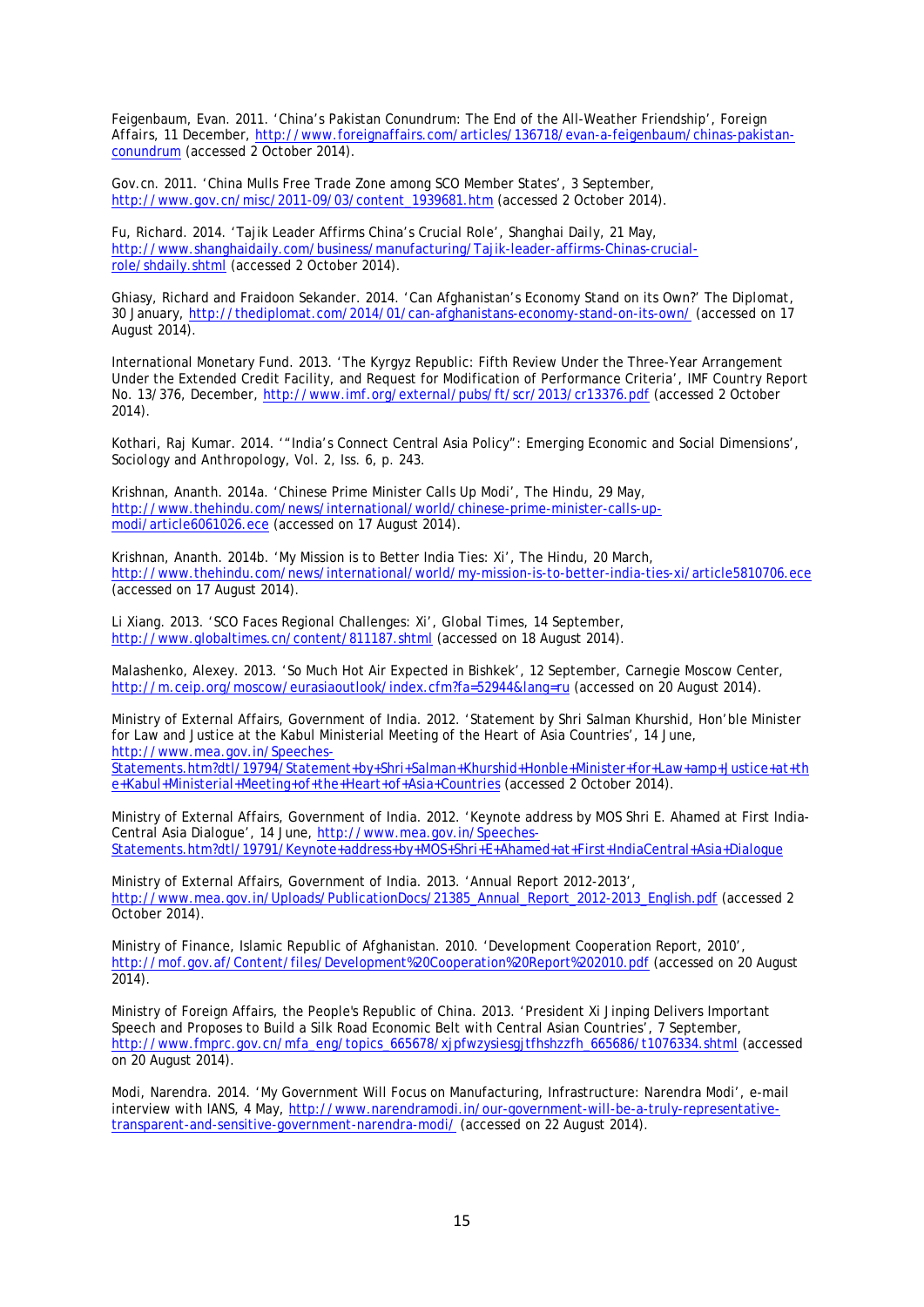Feigenbaum, Evan. 2011. 'China's Pakistan Conundrum: The End of the All-Weather Friendship', Foreign Affairs, 11 December, http://www.foreignaffairs.com/articles/136718/evan-a-feigenbaum/chinas-pakistan-conundrum (accessed 2 October 2014).

Gov.cn. 2011. 'China Mulls Free Trade Zone among SCO Member States', 3 September, http://www.gov.cn/misc/2011-09/03/content_1939681.htm (accessed 2 October 2014).

Fu, Richard. 2014. 'Tajik Leader Affirms China's Crucial Role', Shanghai Daily, 21 May, http://www.shanghaidaily.com/business/manufacturing/Tajik-leader-affirms-Chinas-crucial-role/shdaily.shtml (accessed 2 October 2014).

Ghiasy, Richard and Fraidoon Sekander. 2014. 'Can Afghanistan's Economy Stand on its Own?' The Diplomat, 30 January, http://thediplomat.com/2014/01/can-afghanistans-economy-stand-on-its-own/ (accessed on 17 August 2014).

International Monetary Fund. 2013. 'The Kyrgyz Republic: Fifth Review Under the Three-Year Arrangement Under the Extended Credit Facility, and Request for Modification of Performance Criteria', IMF Country Report No. 13/376, December, http://www.imf.org/external/pubs/ft/scr/2013/cr13376.pdf (accessed 2 October 2014).

Kothari, Raj Kumar. 2014. '"India's Connect Central Asia Policy": Emerging Economic and Social Dimensions', Sociology and Anthropology, Vol. 2, Iss. 6, p. 243.

Krishnan, Ananth. 2014a. 'Chinese Prime Minister Calls Up Modi', The Hindu, 29 May, http://www.thehindu.com/news/international/world/chinese-prime-minister-calls-up-modi/article6061026.ece (accessed on 17 August 2014).

Krishnan, Ananth. 2014b. 'My Mission is to Better India Ties: Xi', The Hindu, 20 March, http://www.thehindu.com/news/international/world/my-mission-is-to-better-india-ties-xi/article5810706.ece (accessed on 17 August 2014).

Li Xiang. 2013. 'SCO Faces Regional Challenges: Xi', Global Times, 14 September, http://www.globaltimes.cn/content/811187.shtml (accessed on 18 August 2014).

Malashenko, Alexey. 2013. 'So Much Hot Air Expected in Bishkek', 12 September, Carnegie Moscow Center, http://m.ceip.org/moscow/eurasiaoutlook/index.cfm?fa=52944&lang=ru (accessed on 20 August 2014).

Ministry of External Affairs, Government of India. 2012. 'Statement by Shri Salman Khurshid, Hon'ble Minister for Law and Justice at the Kabul Ministerial Meeting of the Heart of Asia Countries', 14 June, http://www.mea.gov.in/Speeches-Statements.htm?dtl/19794/Statement+by+Shri+Salman+Khurshid+Honble+Minister+for+Law+amp+Justice+at+the+Kabul+Ministerial+Meeting+of+the+Heart+of+Asia+Countries (accessed 2 October 2014).

Ministry of External Affairs, Government of India. 2012. 'Keynote address by MOS Shri E. Ahamed at First India-Central Asia Dialogue', 14 June, http://www.mea.gov.in/Speeches-Statements.htm?dtl/19791/Keynote+address+by+MOS+Shri+E+Ahamed+at+First+IndiaCentral+Asia+Dialogue

Ministry of External Affairs, Government of India. 2013. 'Annual Report 2012-2013', http://www.mea.gov.in/Uploads/PublicationDocs/21385_Annual_Report_2012-2013_English.pdf (accessed 2 October 2014).

Ministry of Finance, Islamic Republic of Afghanistan. 2010. 'Development Cooperation Report, 2010', http://mof.gov.af/Content/files/Development%20Cooperation%20Report%202010.pdf (accessed on 20 August 2014).

Ministry of Foreign Affairs, the People's Republic of China. 2013. 'President Xi Jinping Delivers Important Speech and Proposes to Build a Silk Road Economic Belt with Central Asian Countries', 7 September, http://www.fmprc.gov.cn/mfa_eng/topics_665678/xjpfwzysiesgjtfhshzzfh_665686/t1076334.shtml (accessed on 20 August 2014).

Modi, Narendra. 2014. 'My Government Will Focus on Manufacturing, Infrastructure: Narendra Modi', e-mail interview with IANS, 4 May, http://www.narendramodi.in/our-government-will-be-a-truly-representative-transparent-and-sensitive-government-narendra-modi/ (accessed on 22 August 2014).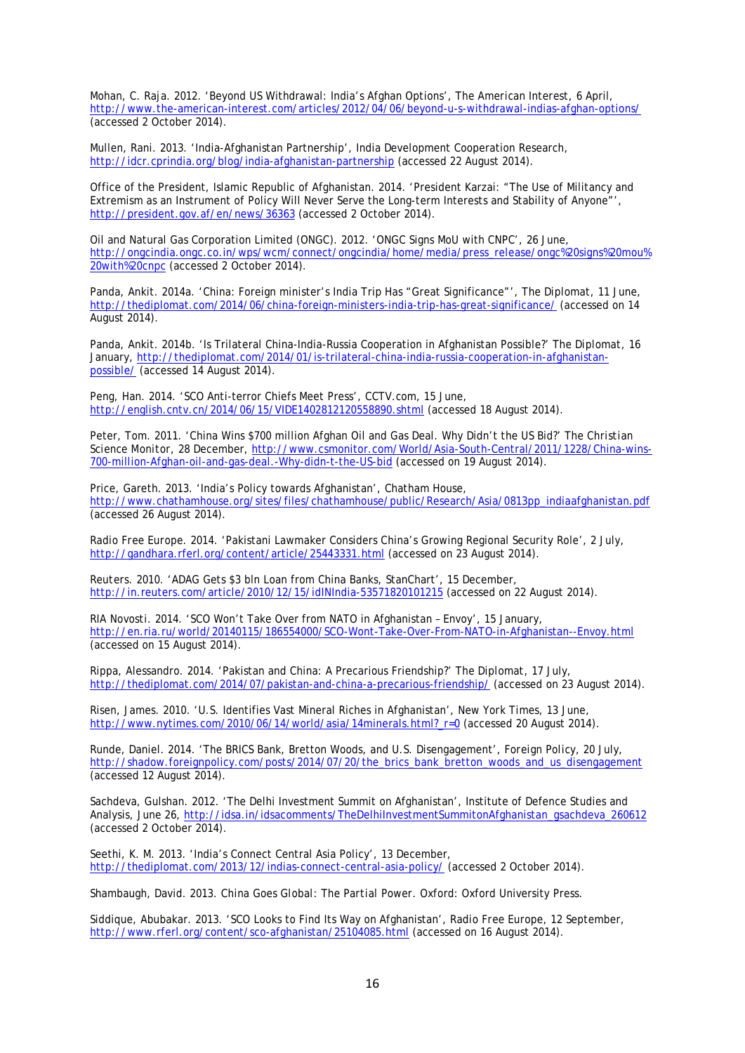Mohan, C. Raja. 2012. 'Beyond US Withdrawal: India's Afghan Options', The American Interest, 6 April, http://www.the-american-interest.com/articles/2012/04/06/beyond-u-s-withdrawal-indias-afghan-options/ (accessed 2 October 2014).

Mullen, Rani. 2013. 'India-Afghanistan Partnership', India Development Cooperation Research, http://idcr.cprindia.org/blog/india-afghanistan-partnership (accessed 22 August 2014).

Office of the President, Islamic Republic of Afghanistan. 2014. 'President Karzai: "The Use of Militancy and Extremism as an Instrument of Policy Will Never Serve the Long-term Interests and Stability of Anyone"', http://president.gov.af/en/news/36363 (accessed 2 October 2014).

Oil and Natural Gas Corporation Limited (ONGC). 2012. 'ONGC Signs MoU with CNPC', 26 June, http://ongcindia.ongc.co.in/wps/wcm/connect/ongcindia/home/media/press_release/ongc%20signs%20mou%20with%20cnpc (accessed 2 October 2014).

Panda, Ankit. 2014a. 'China: Foreign minister's India Trip Has "Great Significance"', The Diplomat, 11 June, http://thediplomat.com/2014/06/china-foreign-ministers-india-trip-has-great-significance/ (accessed on 14 August 2014).

Panda, Ankit. 2014b. 'Is Trilateral China-India-Russia Cooperation in Afghanistan Possible?' The Diplomat, 16 January, http://thediplomat.com/2014/01/is-trilateral-china-india-russia-cooperation-in-afghanistan-possible/ (accessed 14 August 2014).

Peng, Han. 2014. 'SCO Anti-terror Chiefs Meet Press', CCTV.com, 15 June, http://english.cntv.cn/2014/06/15/VIDE1402812120558890.shtml (accessed 18 August 2014).

Peter, Tom. 2011. 'China Wins $700 million Afghan Oil and Gas Deal. Why Didn't the US Bid?' *The Christian Science Monitor*, 28 December, http://www.csmonitor.com/World/Asia-South-Central/2011/1228/China-wins-700-million-Afghan-oil-and-gas-deal.-Why-didn-t-the-US-bid (accessed on 19 August 2014).

Price, Gareth. 2013. 'India's Policy towards Afghanistan', Chatham House, http://www.chathamhouse.org/sites/files/chathamhouse/public/Research/Asia/0813pp_indiaafghanistan.pdf (accessed 26 August 2014).

Radio Free Europe. 2014. 'Pakistani Lawmaker Considers China's Growing Regional Security Role', 2 July, http://gandhara.rferl.org/content/article/25443331.html (accessed on 23 August 2014).

Reuters. 2010. 'ADAG Gets $3 bln Loan from China Banks, StanChart', 15 December, http://in.reuters.com/article/2010/12/15/idINIndia-53571820101215 (accessed on 22 August 2014).

RIA Novosti. 2014. 'SCO Won't Take Over from NATO in Afghanistan – Envoy', 15 January, http://en.ria.ru/world/20140115/186554000/SCO-Wont-Take-Over-From-NATO-in-Afghanistan--Envoy.html (accessed on 15 August 2014).

Rippa, Alessandro. 2014. 'Pakistan and China: A Precarious Friendship?' The Diplomat, 17 July, http://thediplomat.com/2014/07/pakistan-and-china-a-precarious-friendship/ (accessed on 23 August 2014).

Risen, James. 2010. 'U.S. Identifies Vast Mineral Riches in Afghanistan', New York Times, 13 June, http://www.nytimes.com/2010/06/14/world/asia/14minerals.html?_r=0 (accessed 20 August 2014).

Runde, Daniel. 2014. 'The BRICS Bank, Bretton Woods, and U.S. Disengagement', Foreign Policy, 20 July, http://shadow.foreignpolicy.com/posts/2014/07/20/the_brics_bank_bretton_woods_and_us_disengagement (accessed 12 August 2014).

Sachdeva, Gulshan. 2012. 'The Delhi Investment Summit on Afghanistan', Institute of Defence Studies and Analysis, June 26, http://idsa.in/idsacomments/TheDelhiInvestmentSummitonAfghanistan_gsachdeva_260612 (accessed 2 October 2014).

Seethi, K. M. 2013. 'India's Connect Central Asia Policy', 13 December, http://thediplomat.com/2013/12/indias-connect-central-asia-policy/ (accessed 2 October 2014).

Shambaugh, David. 2013. *China Goes Global: The Partial Power*. Oxford: Oxford University Press.

Siddique, Abubakar. 2013. 'SCO Looks to Find Its Way on Afghanistan', Radio Free Europe, 12 September, http://www.rferl.org/content/sco-afghanistan/25104085.html (accessed on 16 August 2014).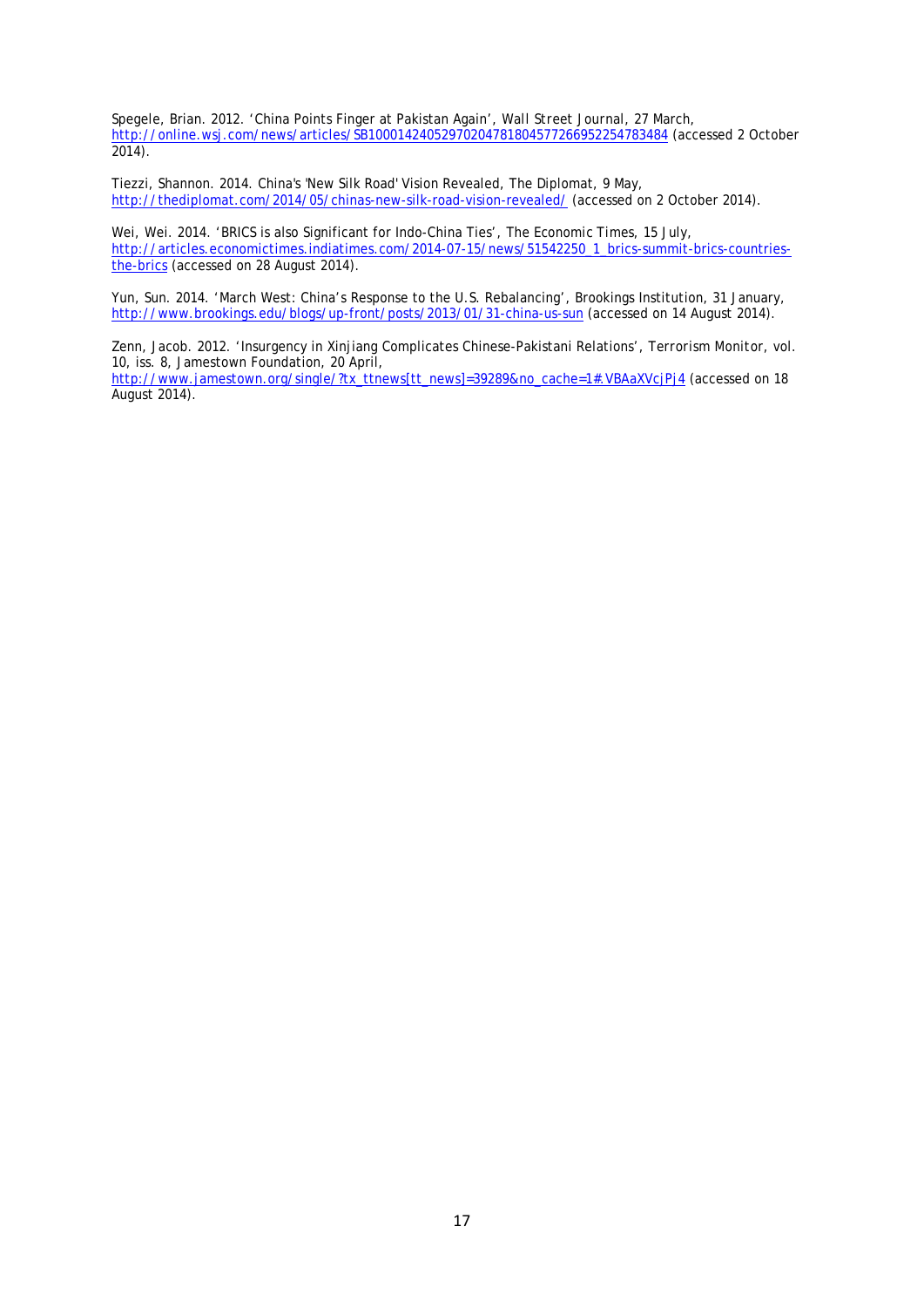Spegele, Brian. 2012. 'China Points Finger at Pakistan Again', *Wall Street Journal*, 27 March, http://online.wsj.com/news/articles/SB10001424052970204781804577266952254783484 (accessed 2 October 2014).

Tiezzi, Shannon. 2014. China's 'New Silk Road' Vision Revealed, *The Diplomat*, 9 May, http://thediplomat.com/2014/05/chinas-new-silk-road-vision-revealed/ (accessed on 2 October 2014).

Wei, Wei. 2014. 'BRICS is also Significant for Indo-China Ties', *The Economic Times*, 15 July, http://articles.economictimes.indiatimes.com/2014-07-15/news/51542250_1_brics-summit-brics-countries-the-brics (accessed on 28 August 2014).

Yun, Sun. 2014. 'March West: China's Response to the U.S. Rebalancing', Brookings Institution, 31 January, http://www.brookings.edu/blogs/up-front/posts/2013/01/31-china-us-sun (accessed on 14 August 2014).

Zenn, Jacob. 2012. 'Insurgency in Xinjiang Complicates Chinese-Pakistani Relations', *Terrorism Monitor*, vol. 10, iss. 8, Jamestown Foundation, 20 April, http://www.jamestown.org/single/?tx_ttnews[tt_news]=39289&no_cache=1#.VBAaXVcjPj4 (accessed on 18 August 2014).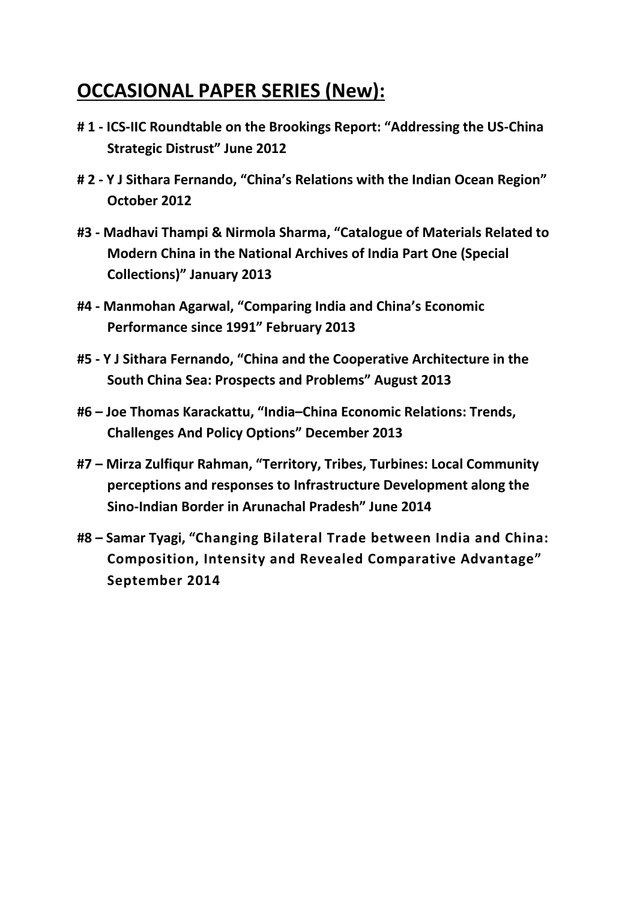## **OCCASIONAL PAPER SERIES (New):**

**# 1 - ICS-IIC Roundtable on the Brookings Report: "Addressing the US-China Strategic Distrust" June 2012**

**# 2 - Y J Sithara Fernando, "China's Relations with the Indian Ocean Region" October 2012**

**#3 - Madhavi Thampi & Nirmola Sharma, "Catalogue of Materials Related to Modern China in the National Archives of India Part One (Special Collections)" January 2013**

**#4 - Manmohan Agarwal, "Comparing India and China's Economic Performance since 1991" February 2013**

**#5 - Y J Sithara Fernando, "China and the Cooperative Architecture in the South China Sea: Prospects and Problems" August 2013**

**#6 – Joe Thomas Karackattu, "India–China Economic Relations: Trends, Challenges And Policy Options" December 2013**

**#7 – Mirza Zulfiqur Rahman, "Territory, Tribes, Turbines: Local Community perceptions and responses to Infrastructure Development along the Sino-Indian Border in Arunachal Pradesh" June 2014**

**#8 – Samar Tyagi, "Changing Bilateral Trade between India and China: Composition, Intensity and Revealed Comparative Advantage" September 2014**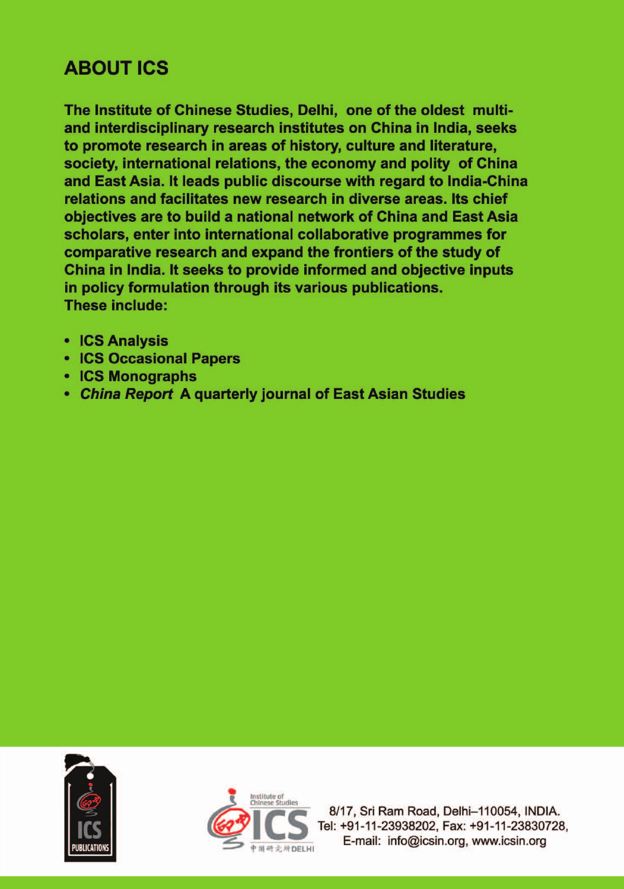## ABOUT ICS

**The Institute of Chinese Studies, Delhi, one of the oldest multi- and interdisciplinary research institutes on China in India, seeks to promote research in areas of history, culture and literature, society, international relations, the economy and polity of China and East Asia. It leads public discourse with regard to India-China relations and facilitates new research in diverse areas. Its chief objectives are to build a national network of China and East Asia scholars, enter into international collaborative programmes for comparative research and expand the frontiers of the study of China in India. It seeks to provide informed and objective inputs in policy formulation through its various publications. These include:**

- **ICS Analysis**
- **ICS Occasional Papers**
- **ICS Monographs**
- ***China Report* A quarterly journal of East Asian Studies**

ICS PUBLICATIONS

Institute of Chinese Studies
ICS
中国研究所 DELHI

8/17, Sri Ram Road, Delhi–110054, INDIA.
Tel: +91-11-23938202, Fax: +91-11-23830728,
E-mail: info@icsin.org, www.icsin.org